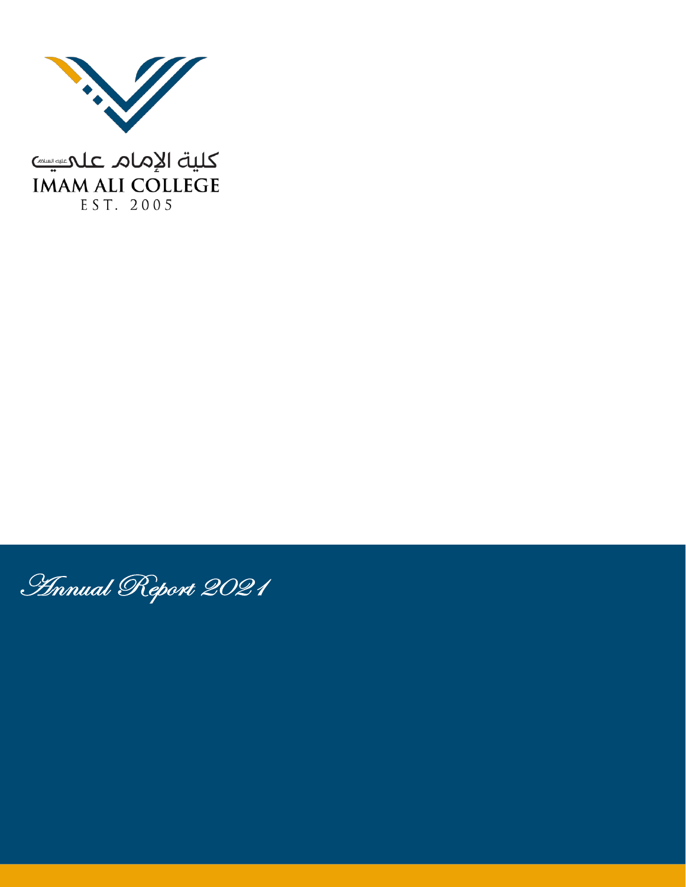كلية الإمام علي عليه السلام

IMAM ALI COLLEGE

EST. 2005

# Annual Report 2021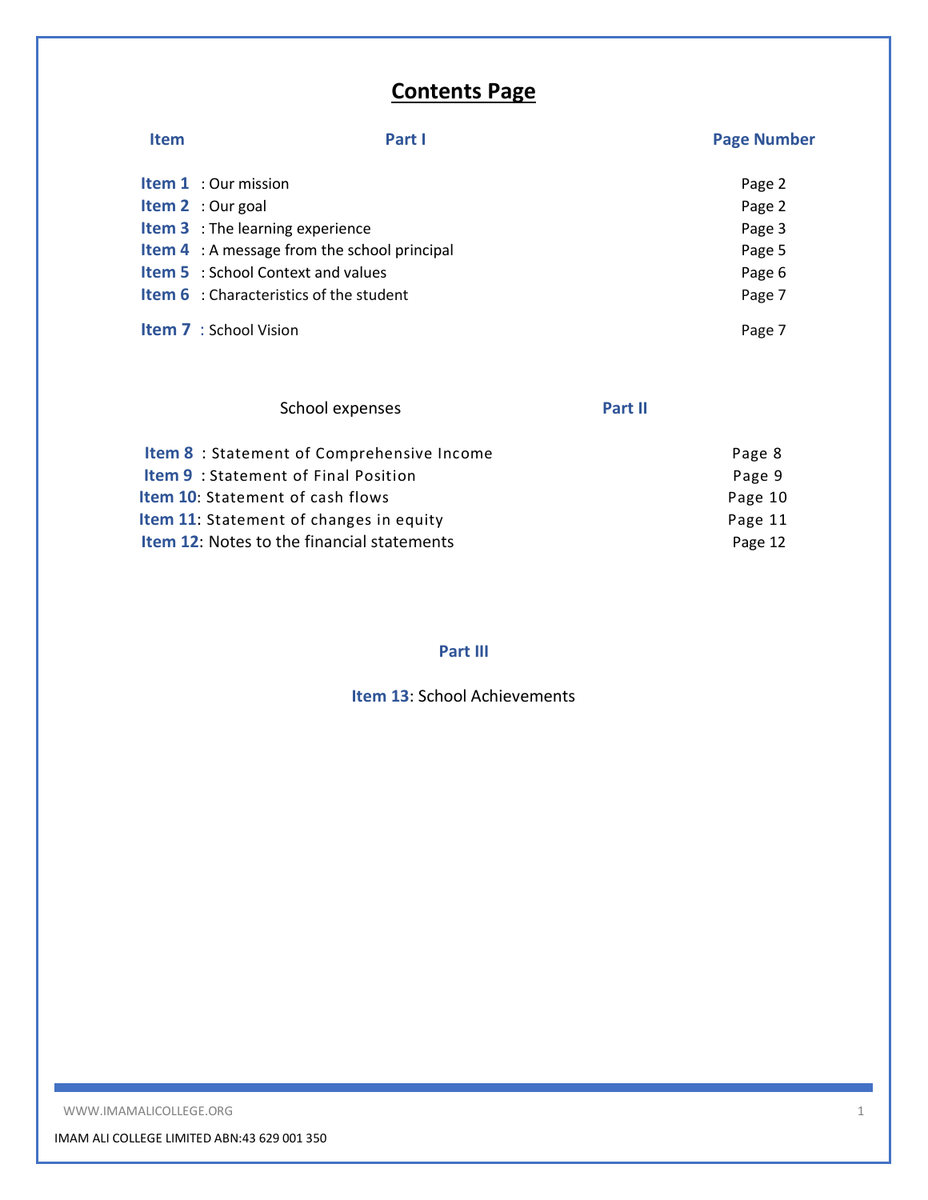# Contents Page

| Item | Part I | Page Number |
|---|---|---|
| **Item 1** | : Our mission | Page 2 |
| **Item 2** | : Our goal | Page 2 |
| **Item 3** | : The learning experience | Page 3 |
| **Item 4** | : A message from the school principal | Page 5 |
| **Item 5** | : School Context and values | Page 6 |
| **Item 6** | : Characteristics of the student | Page 7 |
| **Item 7** | : School Vision | Page 7 |

| | School expenses | Part II |
|---|---|---|
| **Item 8** | : Statement of Comprehensive Income | Page 8 |
| **Item 9** | : Statement of Final Position | Page 9 |
| **Item 10** | : Statement of cash flows | Page 10 |
| **Item 11** | : Statement of changes in equity | Page 11 |
| **Item 12** | : Notes to the financial statements | Page 12 |

**Part III**

**Item 13**: School Achievements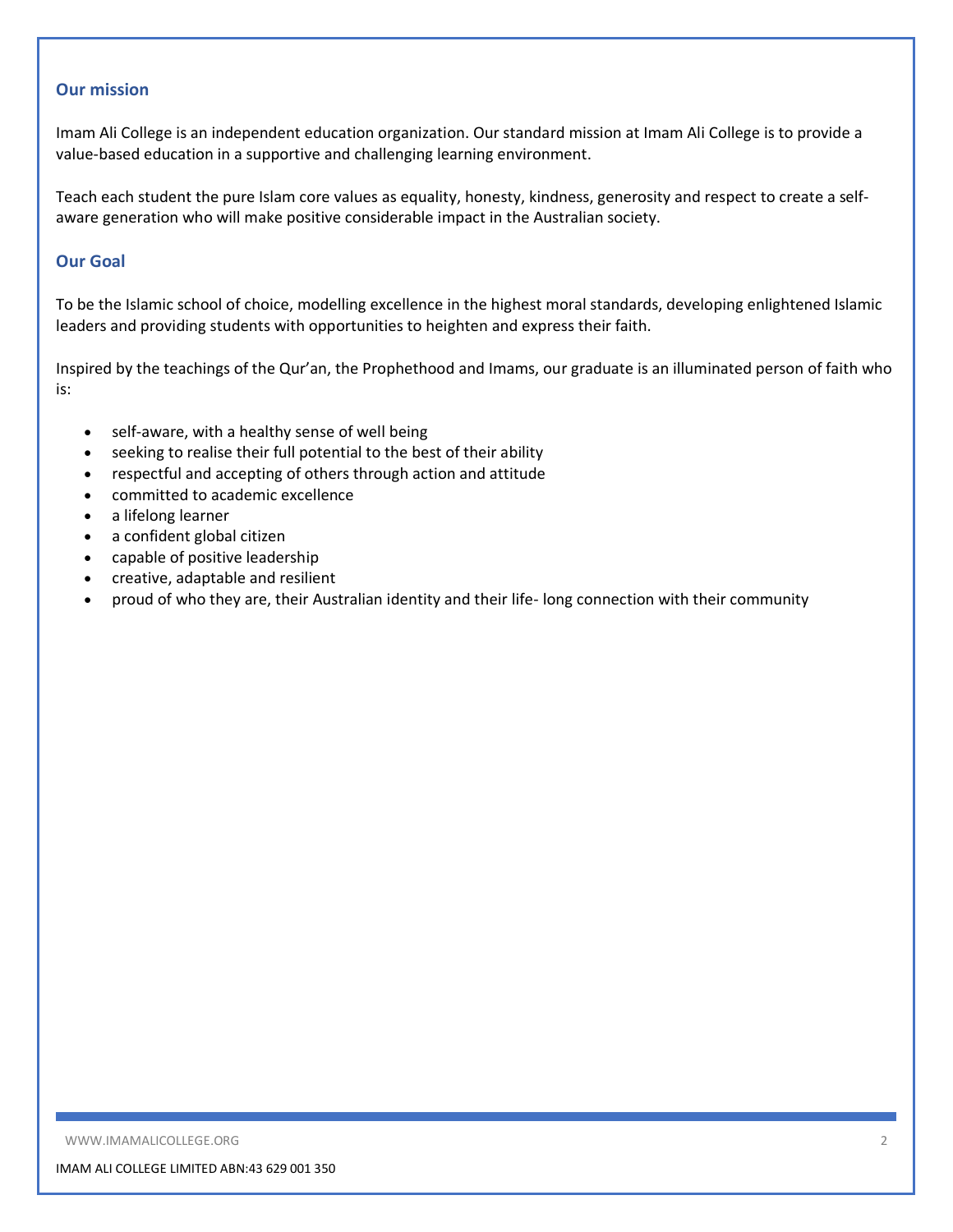## Our mission

Imam Ali College is an independent education organization. Our standard mission at Imam Ali College is to provide a value-based education in a supportive and challenging learning environment.

Teach each student the pure Islam core values as equality, honesty, kindness, generosity and respect to create a self-aware generation who will make positive considerable impact in the Australian society.

## Our Goal

To be the Islamic school of choice, modelling excellence in the highest moral standards, developing enlightened Islamic leaders and providing students with opportunities to heighten and express their faith.

Inspired by the teachings of the Qur'an, the Prophethood and Imams, our graduate is an illuminated person of faith who is:

- self-aware, with a healthy sense of well being
- seeking to realise their full potential to the best of their ability
- respectful and accepting of others through action and attitude
- committed to academic excellence
- a lifelong learner
- a confident global citizen
- capable of positive leadership
- creative, adaptable and resilient
- proud of who they are, their Australian identity and their life- long connection with their community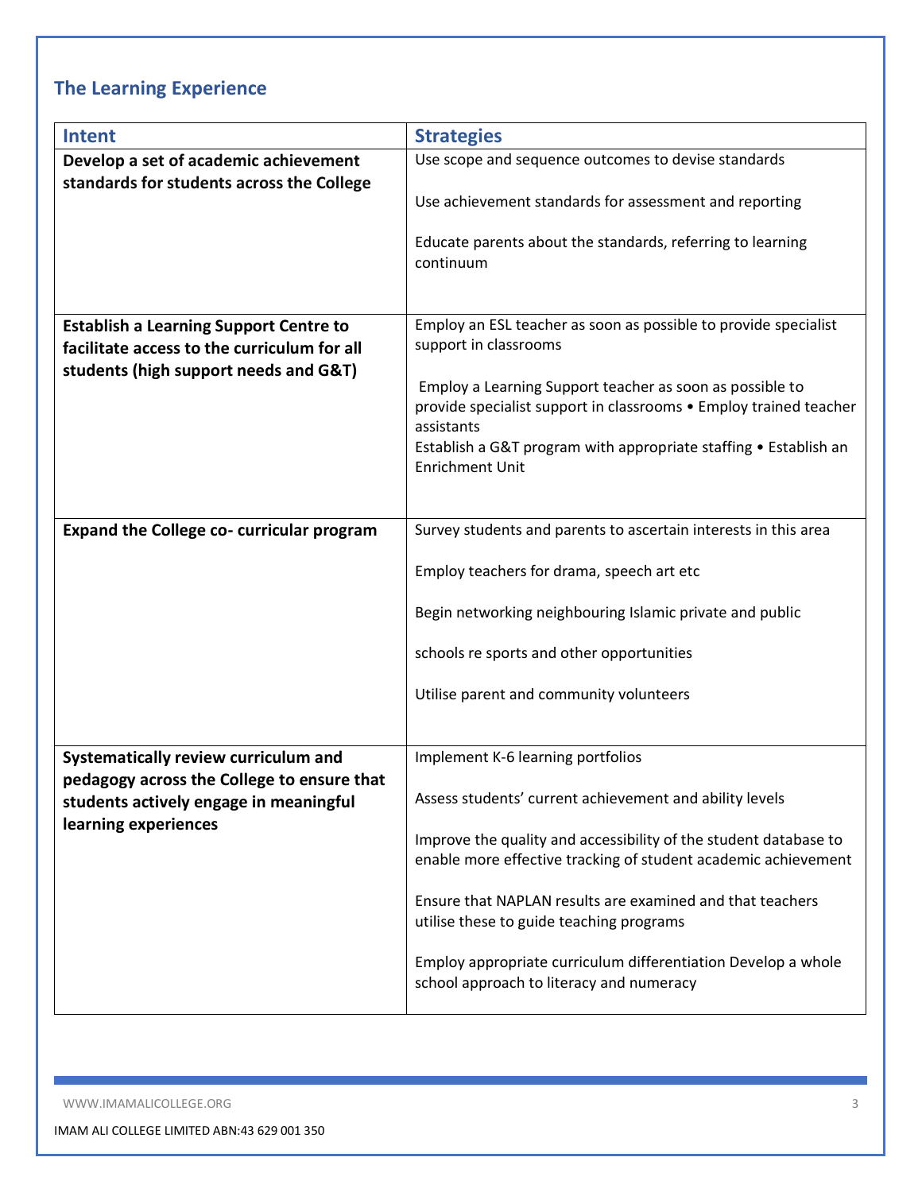## The Learning Experience

| Intent | Strategies |
|---|---|
| **Develop a set of academic achievement standards for students across the College** | Use scope and sequence outcomes to devise standards<br><br>Use achievement standards for assessment and reporting<br><br>Educate parents about the standards, referring to learning continuum |
| **Establish a Learning Support Centre to facilitate access to the curriculum for all students (high support needs and G&T)** | Employ an ESL teacher as soon as possible to provide specialist support in classrooms<br><br>Employ a Learning Support teacher as soon as possible to provide specialist support in classrooms • Employ trained teacher assistants<br>Establish a G&T program with appropriate staffing • Establish an Enrichment Unit |
| **Expand the College co- curricular program** | Survey students and parents to ascertain interests in this area<br><br>Employ teachers for drama, speech art etc<br><br>Begin networking neighbouring Islamic private and public<br><br>schools re sports and other opportunities<br><br>Utilise parent and community volunteers |
| **Systematically review curriculum and pedagogy across the College to ensure that students actively engage in meaningful learning experiences** | Implement K-6 learning portfolios<br><br>Assess students' current achievement and ability levels<br><br>Improve the quality and accessibility of the student database to enable more effective tracking of student academic achievement<br><br>Ensure that NAPLAN results are examined and that teachers utilise these to guide teaching programs<br><br>Employ appropriate curriculum differentiation Develop a whole school approach to literacy and numeracy |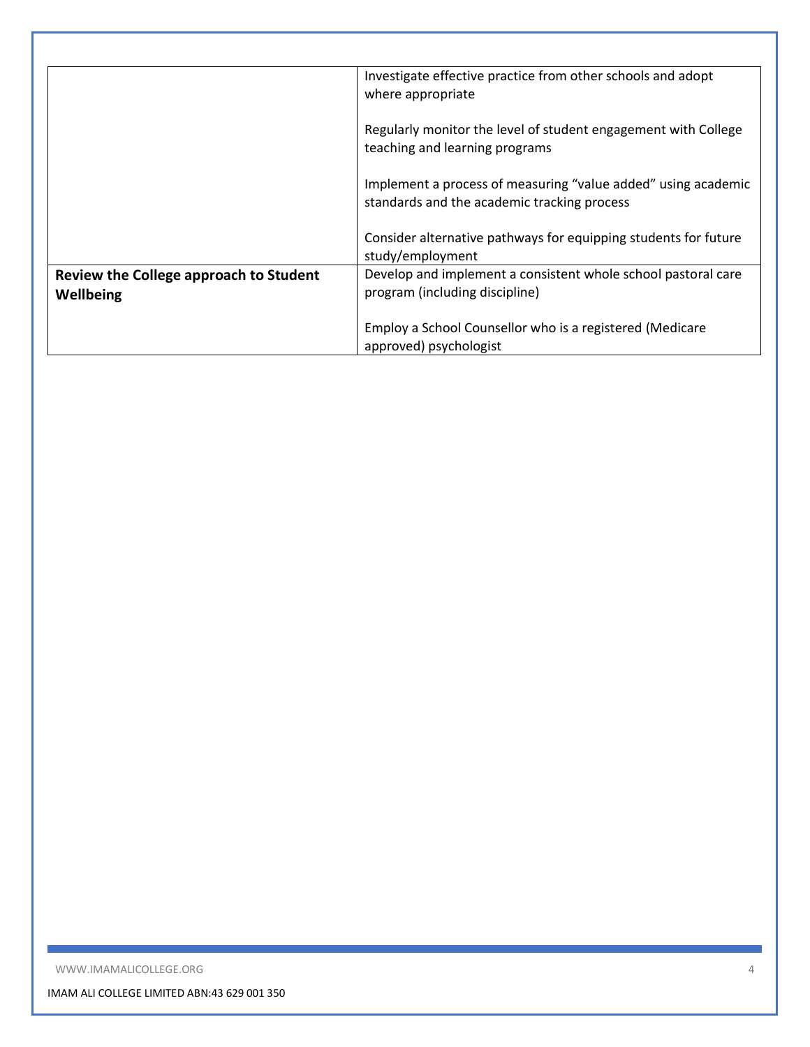| | |
|---|---|
| | Investigate effective practice from other schools and adopt where appropriate<br><br>Regularly monitor the level of student engagement with College teaching and learning programs<br><br>Implement a process of measuring "value added" using academic standards and the academic tracking process<br><br>Consider alternative pathways for equipping students for future study/employment |
| **Review the College approach to Student Wellbeing** | Develop and implement a consistent whole school pastoral care program (including discipline)<br><br>Employ a School Counsellor who is a registered (Medicare approved) psychologist |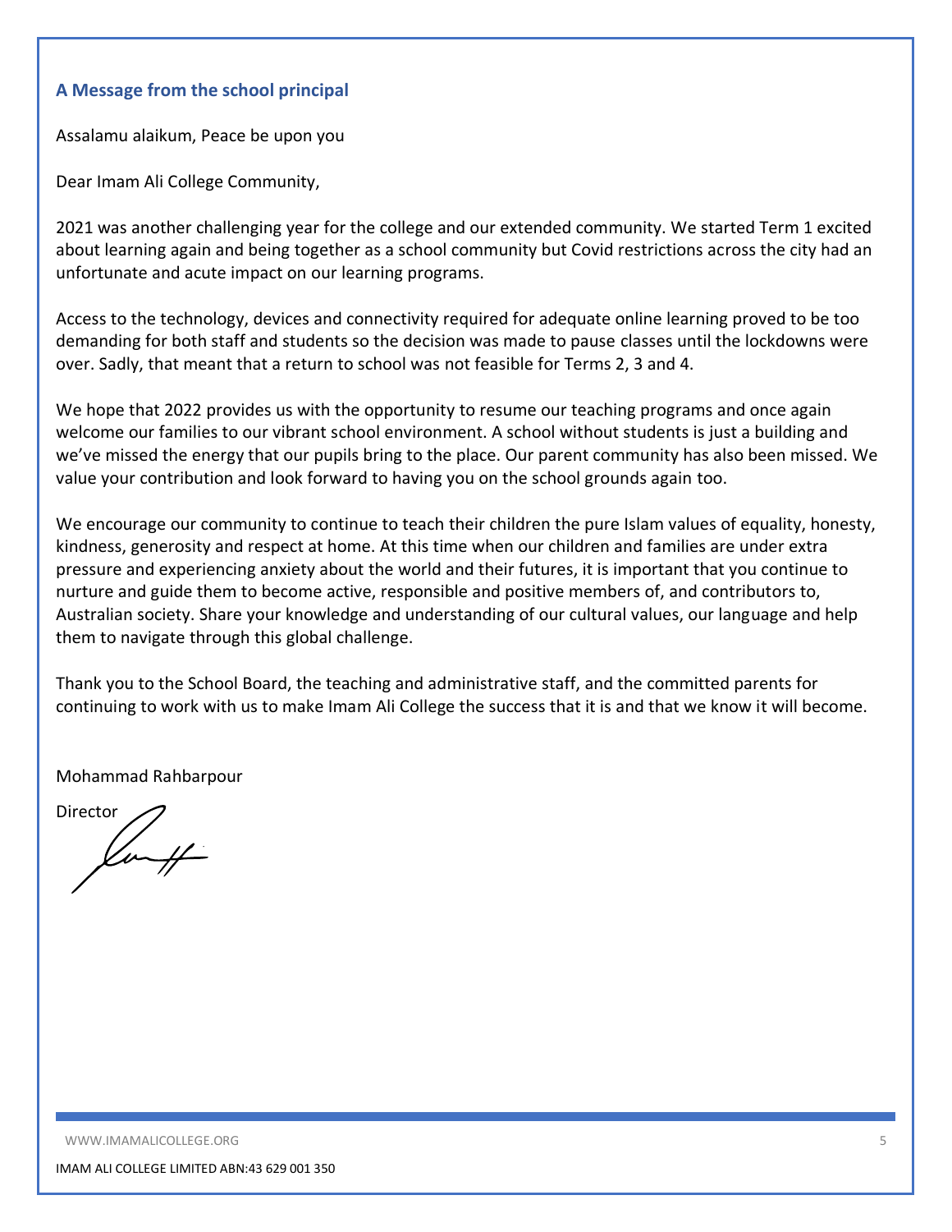## A Message from the school principal

Assalamu alaikum, Peace be upon you

Dear Imam Ali College Community,

2021 was another challenging year for the college and our extended community. We started Term 1 excited about learning again and being together as a school community but Covid restrictions across the city had an unfortunate and acute impact on our learning programs.

Access to the technology, devices and connectivity required for adequate online learning proved to be too demanding for both staff and students so the decision was made to pause classes until the lockdowns were over. Sadly, that meant that a return to school was not feasible for Terms 2, 3 and 4.

We hope that 2022 provides us with the opportunity to resume our teaching programs and once again welcome our families to our vibrant school environment. A school without students is just a building and we've missed the energy that our pupils bring to the place. Our parent community has also been missed. We value your contribution and look forward to having you on the school grounds again too.

We encourage our community to continue to teach their children the pure Islam values of equality, honesty, kindness, generosity and respect at home. At this time when our children and families are under extra pressure and experiencing anxiety about the world and their futures, it is important that you continue to nurture and guide them to become active, responsible and positive members of, and contributors to, Australian society. Share your knowledge and understanding of our cultural values, our language and help them to navigate through this global challenge.

Thank you to the School Board, the teaching and administrative staff, and the committed parents for continuing to work with us to make Imam Ali College the success that it is and that we know it will become.

Mohammad Rahbarpour

Director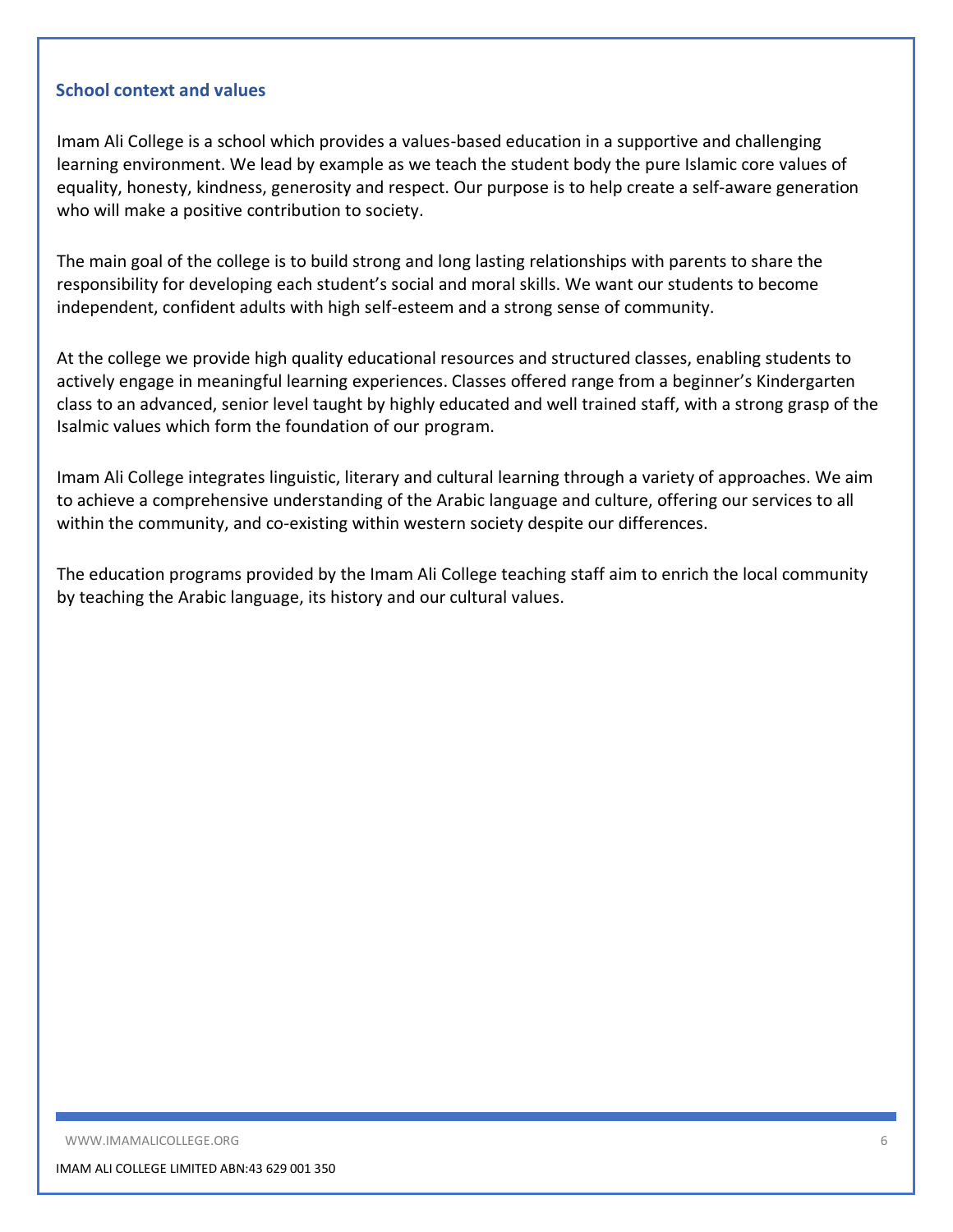## School context and values

Imam Ali College is a school which provides a values-based education in a supportive and challenging learning environment. We lead by example as we teach the student body the pure Islamic core values of equality, honesty, kindness, generosity and respect. Our purpose is to help create a self-aware generation who will make a positive contribution to society.

The main goal of the college is to build strong and long lasting relationships with parents to share the responsibility for developing each student's social and moral skills. We want our students to become independent, confident adults with high self-esteem and a strong sense of community.

At the college we provide high quality educational resources and structured classes, enabling students to actively engage in meaningful learning experiences. Classes offered range from a beginner's Kindergarten class to an advanced, senior level taught by highly educated and well trained staff, with a strong grasp of the Isalmic values which form the foundation of our program.

Imam Ali College integrates linguistic, literary and cultural learning through a variety of approaches. We aim to achieve a comprehensive understanding of the Arabic language and culture, offering our services to all within the community, and co-existing within western society despite our differences.

The education programs provided by the Imam Ali College teaching staff aim to enrich the local community by teaching the Arabic language, its history and our cultural values.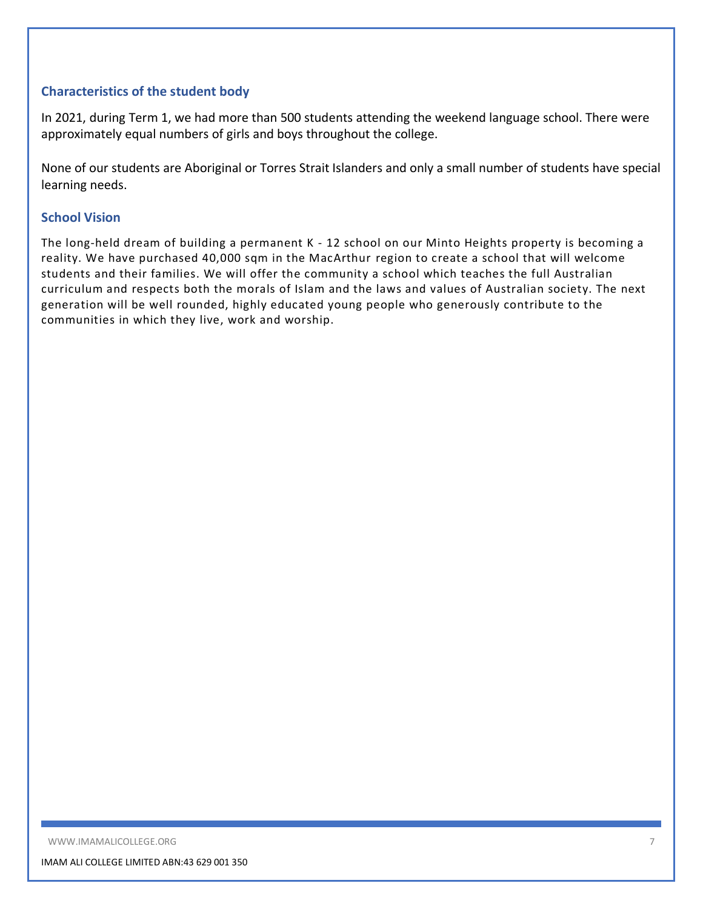## Characteristics of the student body

In 2021, during Term 1, we had more than 500 students attending the weekend language school. There were approximately equal numbers of girls and boys throughout the college.

None of our students are Aboriginal or Torres Strait Islanders and only a small number of students have special learning needs.

## School Vision

The long-held dream of building a permanent K - 12 school on our Minto Heights property is becoming a reality. We have purchased 40,000 sqm in the MacArthur region to create a school that will welcome students and their families. We will offer the community a school which teaches the full Australian curriculum and respects both the morals of Islam and the laws and values of Australian society. The next generation will be well rounded, highly educated young people who generously contribute to the communities in which they live, work and worship.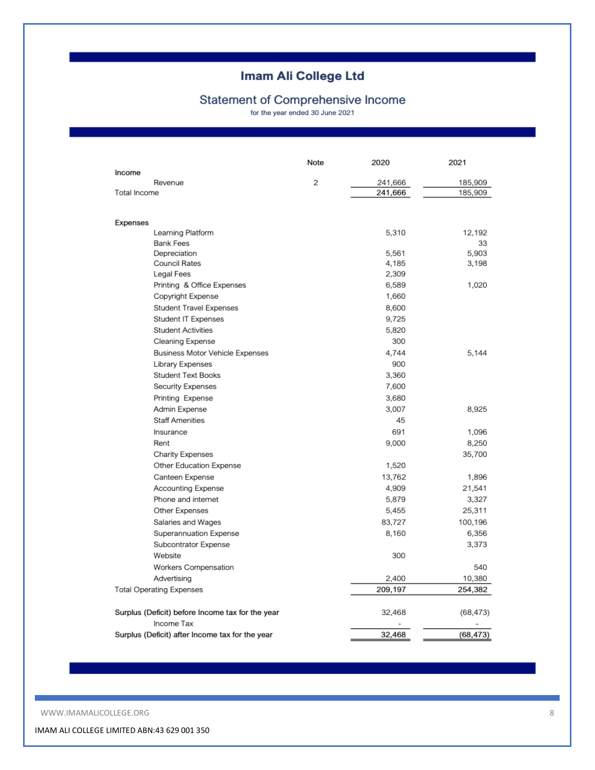# Imam Ali College Ltd

## Statement of Comprehensive Income

for the year ended 30 June 2021

| | Note | 2020 | 2021 |
|---|---|---|---|
| **Income** | | | |
| Revenue | 2 | 241,666 | 185,909 |
| Total Income | | 241,666 | 185,909 |
| | | | |
| **Expenses** | | | |
| Learning Platform | | 5,310 | 12,192 |
| Bank Fees | | | 33 |
| Depreciation | | 5,561 | 5,903 |
| Council Rates | | 4,185 | 3,198 |
| Legal Fees | | 2,309 | |
| Printing & Office Expenses | | 6,589 | 1,020 |
| Copyright Expense | | 1,660 | |
| Student Travel Expenses | | 8,600 | |
| Student IT Expenses | | 9,725 | |
| Student Activities | | 5,820 | |
| Cleaning Expense | | 300 | |
| Business Motor Vehicle Expenses | | 4,744 | 5,144 |
| Library Expenses | | 900 | |
| Student Text Books | | 3,360 | |
| Security Expenses | | 7,600 | |
| Printing Expense | | 3,680 | |
| Admin Expense | | 3,007 | 8,925 |
| Staff Amenities | | 45 | |
| Insurance | | 691 | 1,096 |
| Rent | | 9,000 | 8,250 |
| Charity Expenses | | | 35,700 |
| Other Education Expense | | 1,520 | |
| Canteen Expense | | 13,762 | 1,896 |
| Accounting Expense | | 4,909 | 21,541 |
| Phone and internet | | 5,879 | 3,327 |
| Other Expenses | | 5,455 | 25,311 |
| Salaries and Wages | | 83,727 | 100,196 |
| Superannuation Expense | | 8,160 | 6,356 |
| Subcontrator Expense | | | 3,373 |
| Website | | 300 | |
| Workers Compensation | | | 540 |
| Advertising | | 2,400 | 10,380 |
| Total Operating Expenses | | 209,197 | 254,382 |
| | | | |
| Surplus (Deficit) before Income tax for the year | | 32,468 | (68,473) |
| Income Tax | | - | - |
| Surplus (Deficit) after Income tax for the year | | 32,468 | (68,473) |

WWW.IMAMALICOLLEGE.ORG

IMAM ALI COLLEGE LIMITED ABN:43 629 001 350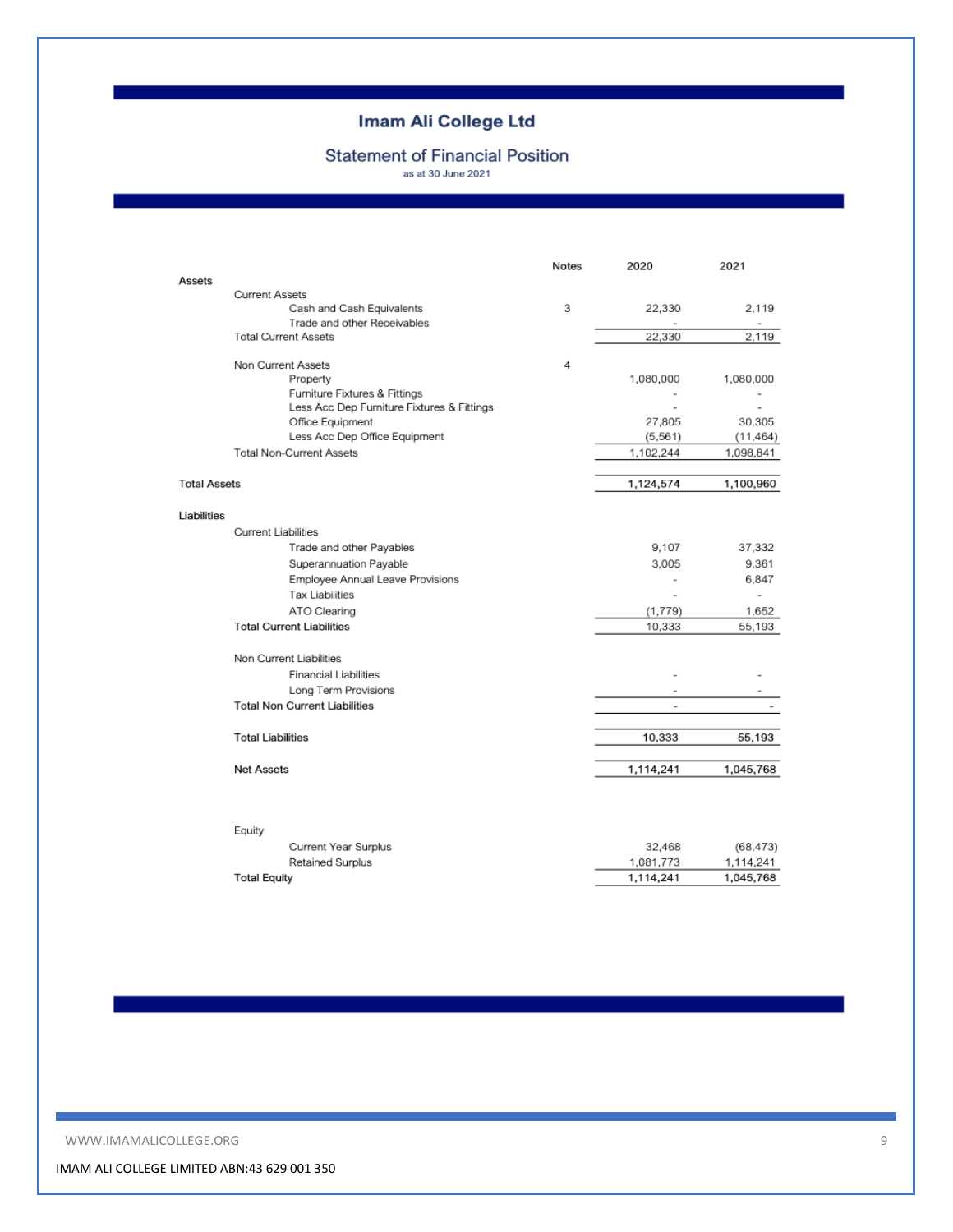# Imam Ali College Ltd

## Statement of Financial Position

as at 30 June 2021

| | Notes | 2020 | 2021 |
|---|---|---|---|
| **Assets** | | | |
| Current Assets | | | |
| Cash and Cash Equivalents | 3 | 22,330 | 2,119 |
| Trade and other Receivables | | - | - |
| Total Current Assets | | 22,330 | 2,119 |
| | | | |
| Non Current Assets | 4 | | |
| Property | | 1,080,000 | 1,080,000 |
| Furniture Fixtures & Fittings | | - | - |
| Less Acc Dep Furniture Fixtures & Fittings | | - | - |
| Office Equipment | | 27,805 | 30,305 |
| Less Acc Dep Office Equipment | | (5,561) | (11,464) |
| Total Non-Current Assets | | 1,102,244 | 1,098,841 |
| | | | |
| **Total Assets** | | 1,124,574 | 1,100,960 |
| | | | |
| **Liabilities** | | | |
| Current Liabilities | | | |
| Trade and other Payables | | 9,107 | 37,332 |
| Superannuation Payable | | 3,005 | 9,361 |
| Employee Annual Leave Provisions | | - | 6,847 |
| Tax Liabilities | | - | - |
| ATO Clearing | | (1,779) | 1,652 |
| **Total Current Liabilities** | | 10,333 | 55,193 |
| | | | |
| Non Current Liabilities | | | |
| Financial Liabilities | | - | - |
| Long Term Provisions | | - | - |
| **Total Non Current Liabilities** | | - | - |
| | | | |
| **Total Liabilities** | | 10,333 | 55,193 |
| | | | |
| **Net Assets** | | 1,114,241 | 1,045,768 |
| | | | |
| Equity | | | |
| Current Year Surplus | | 32,468 | (68,473) |
| Retained Surplus | | 1,081,773 | 1,114,241 |
| **Total Equity** | | 1,114,241 | 1,045,768 |

WWW.IMAMALICOLLEGE.ORG

IMAM ALI COLLEGE LIMITED ABN:43 629 001 350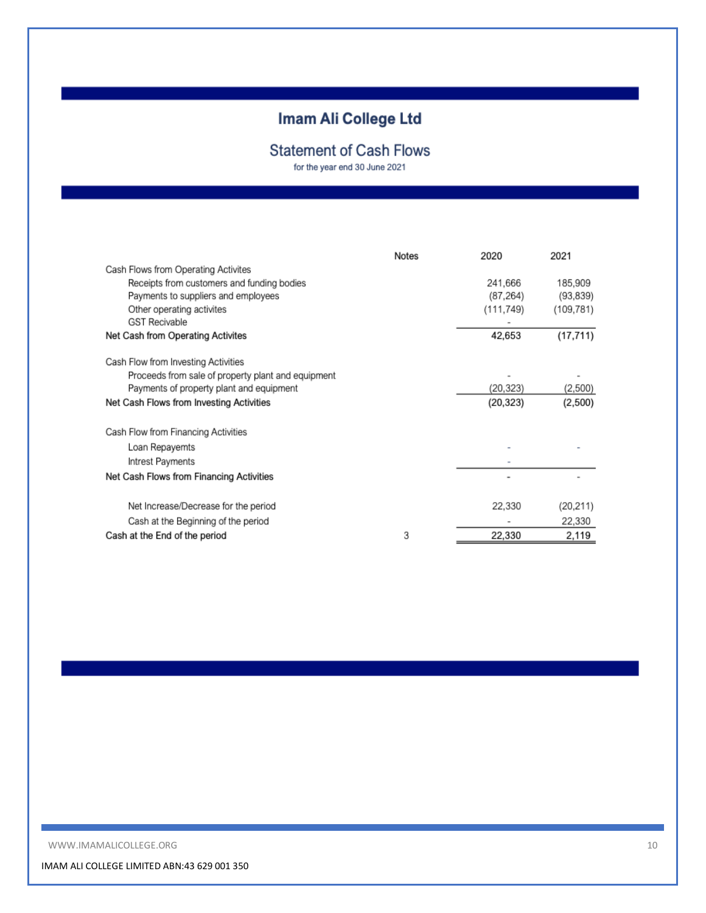# Imam Ali College Ltd

## Statement of Cash Flows

for the year end 30 June 2021

| | Notes | 2020 | 2021 |
|---|---|---|---|
| Cash Flows from Operating Activites | | | |
| Receipts from customers and funding bodies | | 241,666 | 185,909 |
| Payments to suppliers and employees | | (87,264) | (93,839) |
| Other operating activites | | (111,749) | (109,781) |
| GST Recivable | | - | |
| **Net Cash from Operating Activites** | | **42,653** | **(17,711)** |
| | | | |
| Cash Flow from Investing Activities | | | |
| Proceeds from sale of property plant and equipment | | - | - |
| Payments of property plant and equipment | | (20,323) | (2,500) |
| **Net Cash Flows from Investing Activities** | | **(20,323)** | **(2,500)** |
| | | | |
| Cash Flow from Financing Activities | | | |
| Loan Repayemts | | - | - |
| Intrest Payments | | - | |
| **Net Cash Flows from Financing Activities** | | **-** | **-** |
| | | | |
| Net Increase/Decrease for the period | | 22,330 | (20,211) |
| Cash at the Beginning of the period | | - | 22,330 |
| **Cash at the End of the period** | 3 | **22,330** | **2,119** |

IMAM ALI COLLEGE LIMITED ABN:43 629 001 350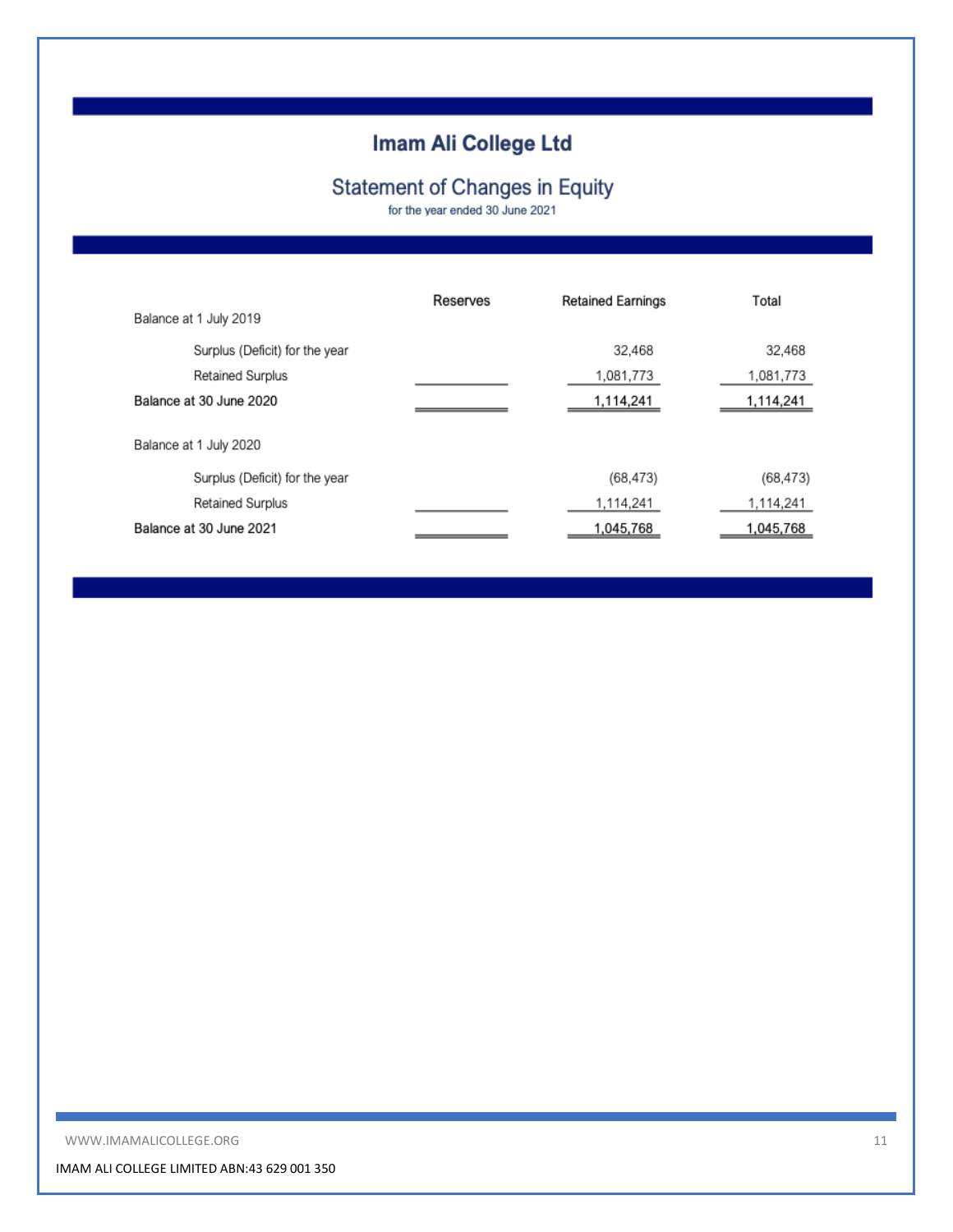# Imam Ali College Ltd

## Statement of Changes in Equity

for the year ended 30 June 2021

| | Reserves | Retained Earnings | Total |
|---|---|---|---|
| Balance at 1 July 2019 | | | |
| Surplus (Deficit) for the year | | 32,468 | 32,468 |
| Retained Surplus | | 1,081,773 | 1,081,773 |
| **Balance at 30 June 2020** | | **1,114,241** | **1,114,241** |
| Balance at 1 July 2020 | | | |
| Surplus (Deficit) for the year | | (68,473) | (68,473) |
| Retained Surplus | | 1,114,241 | 1,114,241 |
| **Balance at 30 June 2021** | | **1,045,768** | **1,045,768** |

IMAM ALI COLLEGE LIMITED ABN:43 629 001 350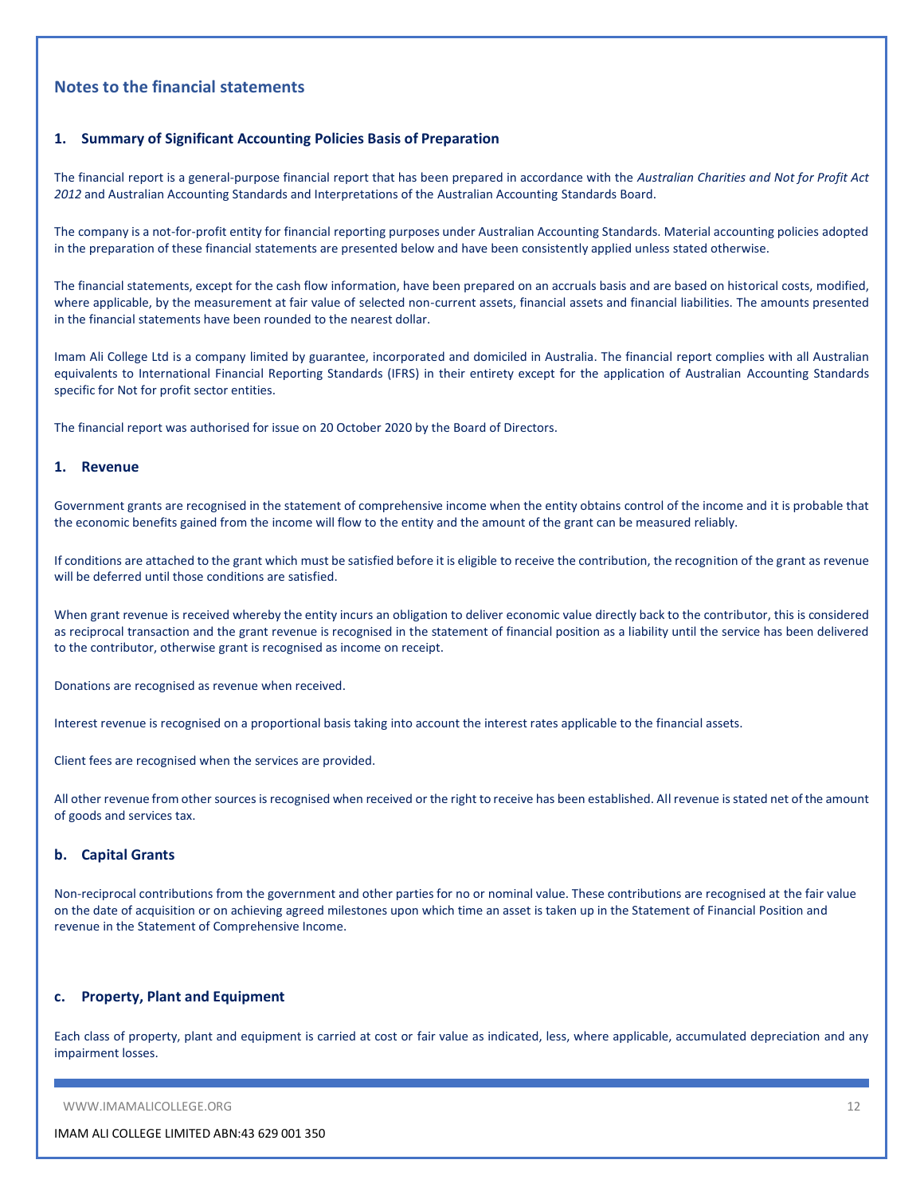## Notes to the financial statements

### 1. Summary of Significant Accounting Policies Basis of Preparation

The financial report is a general-purpose financial report that has been prepared in accordance with the *Australian Charities and Not for Profit Act 2012* and Australian Accounting Standards and Interpretations of the Australian Accounting Standards Board.

The company is a not-for-profit entity for financial reporting purposes under Australian Accounting Standards. Material accounting policies adopted in the preparation of these financial statements are presented below and have been consistently applied unless stated otherwise.

The financial statements, except for the cash flow information, have been prepared on an accruals basis and are based on historical costs, modified, where applicable, by the measurement at fair value of selected non-current assets, financial assets and financial liabilities. The amounts presented in the financial statements have been rounded to the nearest dollar.

Imam Ali College Ltd is a company limited by guarantee, incorporated and domiciled in Australia. The financial report complies with all Australian equivalents to International Financial Reporting Standards (IFRS) in their entirety except for the application of Australian Accounting Standards specific for Not for profit sector entities.

The financial report was authorised for issue on 20 October 2020 by the Board of Directors.

### 1. Revenue

Government grants are recognised in the statement of comprehensive income when the entity obtains control of the income and it is probable that the economic benefits gained from the income will flow to the entity and the amount of the grant can be measured reliably.

If conditions are attached to the grant which must be satisfied before it is eligible to receive the contribution, the recognition of the grant as revenue will be deferred until those conditions are satisfied.

When grant revenue is received whereby the entity incurs an obligation to deliver economic value directly back to the contributor, this is considered as reciprocal transaction and the grant revenue is recognised in the statement of financial position as a liability until the service has been delivered to the contributor, otherwise grant is recognised as income on receipt.

Donations are recognised as revenue when received.

Interest revenue is recognised on a proportional basis taking into account the interest rates applicable to the financial assets.

Client fees are recognised when the services are provided.

All other revenue from other sources is recognised when received or the right to receive has been established. All revenue is stated net of the amount of goods and services tax.

### b. Capital Grants

Non-reciprocal contributions from the government and other parties for no or nominal value. These contributions are recognised at the fair value on the date of acquisition or on achieving agreed milestones upon which time an asset is taken up in the Statement of Financial Position and revenue in the Statement of Comprehensive Income.

### c. Property, Plant and Equipment

Each class of property, plant and equipment is carried at cost or fair value as indicated, less, where applicable, accumulated depreciation and any impairment losses.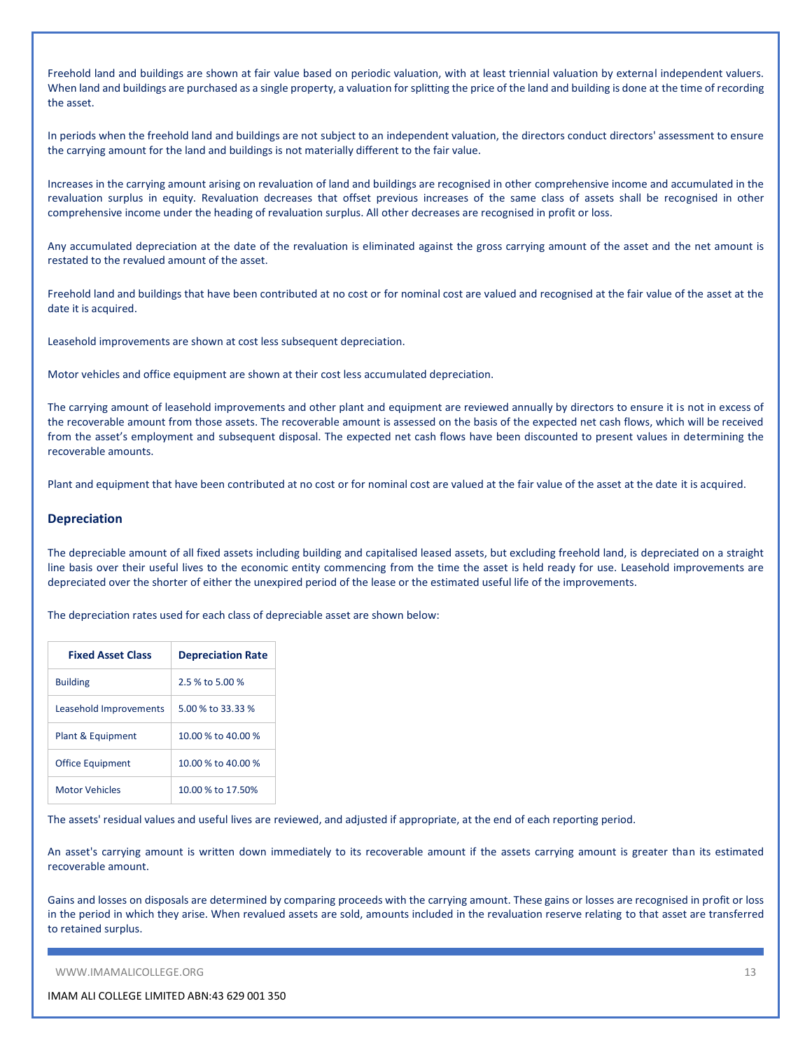Freehold land and buildings are shown at fair value based on periodic valuation, with at least triennial valuation by external independent valuers. When land and buildings are purchased as a single property, a valuation for splitting the price of the land and building is done at the time of recording the asset.

In periods when the freehold land and buildings are not subject to an independent valuation, the directors conduct directors' assessment to ensure the carrying amount for the land and buildings is not materially different to the fair value.

Increases in the carrying amount arising on revaluation of land and buildings are recognised in other comprehensive income and accumulated in the revaluation surplus in equity. Revaluation decreases that offset previous increases of the same class of assets shall be recognised in other comprehensive income under the heading of revaluation surplus. All other decreases are recognised in profit or loss.

Any accumulated depreciation at the date of the revaluation is eliminated against the gross carrying amount of the asset and the net amount is restated to the revalued amount of the asset.

Freehold land and buildings that have been contributed at no cost or for nominal cost are valued and recognised at the fair value of the asset at the date it is acquired.

Leasehold improvements are shown at cost less subsequent depreciation.

Motor vehicles and office equipment are shown at their cost less accumulated depreciation.

The carrying amount of leasehold improvements and other plant and equipment are reviewed annually by directors to ensure it is not in excess of the recoverable amount from those assets. The recoverable amount is assessed on the basis of the expected net cash flows, which will be received from the asset's employment and subsequent disposal. The expected net cash flows have been discounted to present values in determining the recoverable amounts.

Plant and equipment that have been contributed at no cost or for nominal cost are valued at the fair value of the asset at the date it is acquired.

## Depreciation

The depreciable amount of all fixed assets including building and capitalised leased assets, but excluding freehold land, is depreciated on a straight line basis over their useful lives to the economic entity commencing from the time the asset is held ready for use. Leasehold improvements are depreciated over the shorter of either the unexpired period of the lease or the estimated useful life of the improvements.

The depreciation rates used for each class of depreciable asset are shown below:

| Fixed Asset Class | Depreciation Rate |
|---|---|
| Building | 2.5 % to 5.00 % |
| Leasehold Improvements | 5.00 % to 33.33 % |
| Plant & Equipment | 10.00 % to 40.00 % |
| Office Equipment | 10.00 % to 40.00 % |
| Motor Vehicles | 10.00 % to 17.50% |

The assets' residual values and useful lives are reviewed, and adjusted if appropriate, at the end of each reporting period.

An asset's carrying amount is written down immediately to its recoverable amount if the assets carrying amount is greater than its estimated recoverable amount.

Gains and losses on disposals are determined by comparing proceeds with the carrying amount. These gains or losses are recognised in profit or loss in the period in which they arise. When revalued assets are sold, amounts included in the revaluation reserve relating to that asset are transferred to retained surplus.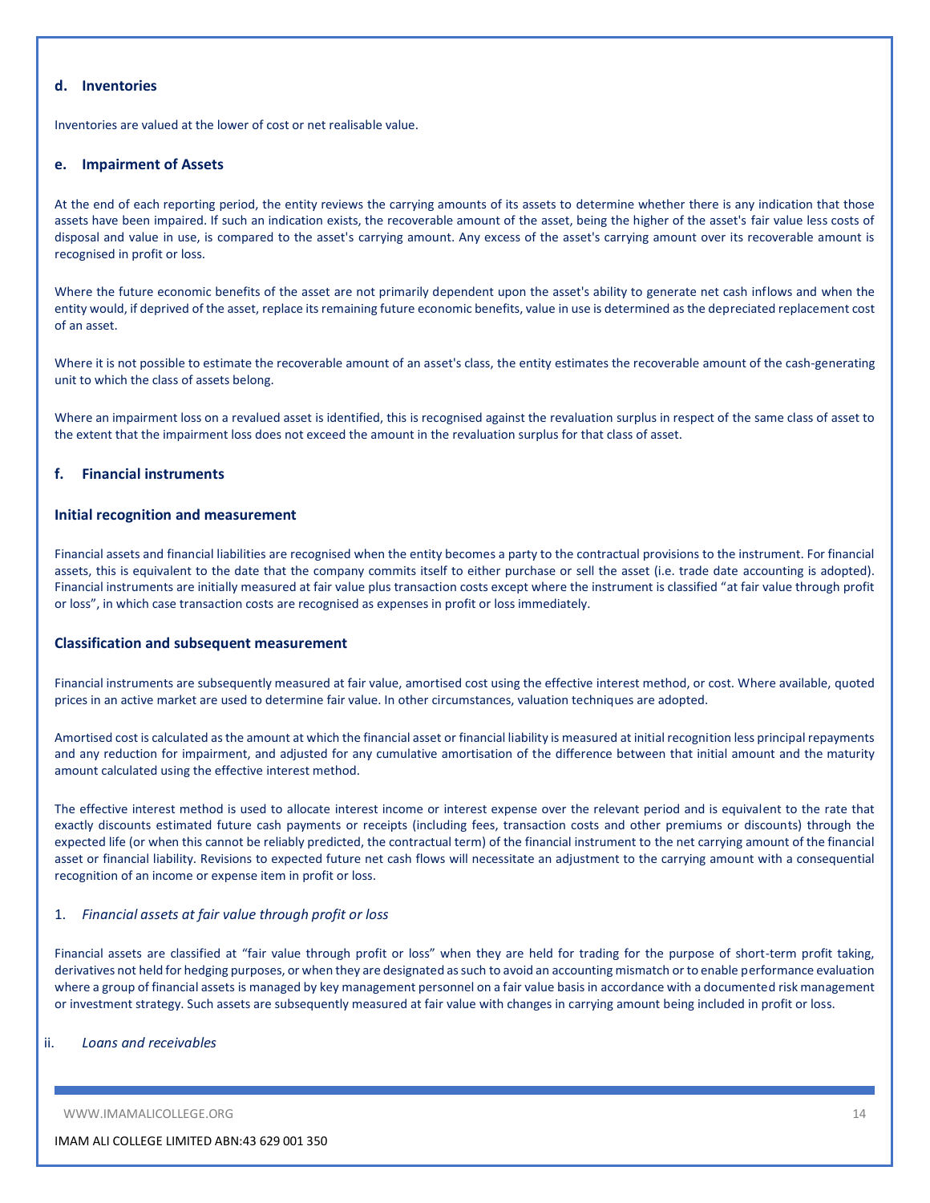### d. Inventories

Inventories are valued at the lower of cost or net realisable value.

### e. Impairment of Assets

At the end of each reporting period, the entity reviews the carrying amounts of its assets to determine whether there is any indication that those assets have been impaired. If such an indication exists, the recoverable amount of the asset, being the higher of the asset's fair value less costs of disposal and value in use, is compared to the asset's carrying amount. Any excess of the asset's carrying amount over its recoverable amount is recognised in profit or loss.

Where the future economic benefits of the asset are not primarily dependent upon the asset's ability to generate net cash inflows and when the entity would, if deprived of the asset, replace its remaining future economic benefits, value in use is determined as the depreciated replacement cost of an asset.

Where it is not possible to estimate the recoverable amount of an asset's class, the entity estimates the recoverable amount of the cash-generating unit to which the class of assets belong.

Where an impairment loss on a revalued asset is identified, this is recognised against the revaluation surplus in respect of the same class of asset to the extent that the impairment loss does not exceed the amount in the revaluation surplus for that class of asset.

### f. Financial instruments

#### Initial recognition and measurement

Financial assets and financial liabilities are recognised when the entity becomes a party to the contractual provisions to the instrument. For financial assets, this is equivalent to the date that the company commits itself to either purchase or sell the asset (i.e. trade date accounting is adopted). Financial instruments are initially measured at fair value plus transaction costs except where the instrument is classified "at fair value through profit or loss", in which case transaction costs are recognised as expenses in profit or loss immediately.

#### Classification and subsequent measurement

Financial instruments are subsequently measured at fair value, amortised cost using the effective interest method, or cost. Where available, quoted prices in an active market are used to determine fair value. In other circumstances, valuation techniques are adopted.

Amortised cost is calculated as the amount at which the financial asset or financial liability is measured at initial recognition less principal repayments and any reduction for impairment, and adjusted for any cumulative amortisation of the difference between that initial amount and the maturity amount calculated using the effective interest method.

The effective interest method is used to allocate interest income or interest expense over the relevant period and is equivalent to the rate that exactly discounts estimated future cash payments or receipts (including fees, transaction costs and other premiums or discounts) through the expected life (or when this cannot be reliably predicted, the contractual term) of the financial instrument to the net carrying amount of the financial asset or financial liability. Revisions to expected future net cash flows will necessitate an adjustment to the carrying amount with a consequential recognition of an income or expense item in profit or loss.

1. *Financial assets at fair value through profit or loss*

Financial assets are classified at "fair value through profit or loss" when they are held for trading for the purpose of short-term profit taking, derivatives not held for hedging purposes, or when they are designated as such to avoid an accounting mismatch or to enable performance evaluation where a group of financial assets is managed by key management personnel on a fair value basis in accordance with a documented risk management or investment strategy. Such assets are subsequently measured at fair value with changes in carrying amount being included in profit or loss.

ii. *Loans and receivables*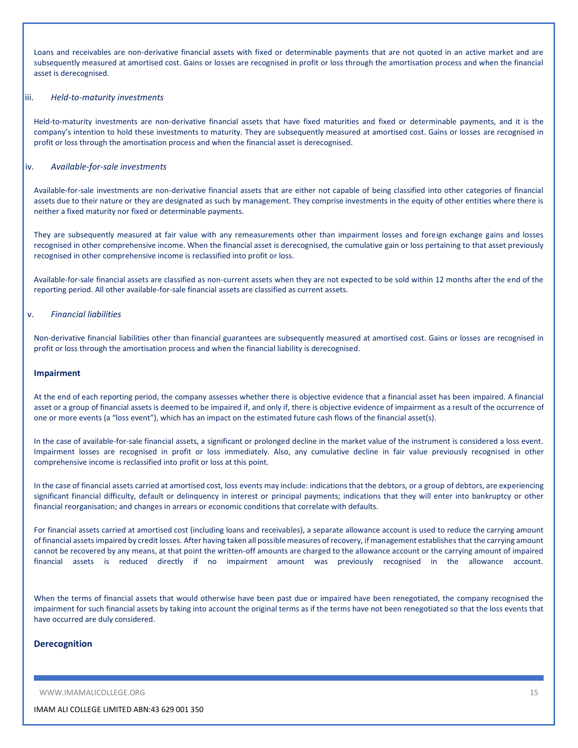Loans and receivables are non-derivative financial assets with fixed or determinable payments that are not quoted in an active market and are subsequently measured at amortised cost. Gains or losses are recognised in profit or loss through the amortisation process and when the financial asset is derecognised.

iii. *Held-to-maturity investments*

Held-to-maturity investments are non-derivative financial assets that have fixed maturities and fixed or determinable payments, and it is the company's intention to hold these investments to maturity. They are subsequently measured at amortised cost. Gains or losses are recognised in profit or loss through the amortisation process and when the financial asset is derecognised.

iv. *Available-for-sale investments*

Available-for-sale investments are non-derivative financial assets that are either not capable of being classified into other categories of financial assets due to their nature or they are designated as such by management. They comprise investments in the equity of other entities where there is neither a fixed maturity nor fixed or determinable payments.

They are subsequently measured at fair value with any remeasurements other than impairment losses and foreign exchange gains and losses recognised in other comprehensive income. When the financial asset is derecognised, the cumulative gain or loss pertaining to that asset previously recognised in other comprehensive income is reclassified into profit or loss.

Available-for-sale financial assets are classified as non-current assets when they are not expected to be sold within 12 months after the end of the reporting period. All other available-for-sale financial assets are classified as current assets.

v. *Financial liabilities*

Non-derivative financial liabilities other than financial guarantees are subsequently measured at amortised cost. Gains or losses are recognised in profit or loss through the amortisation process and when the financial liability is derecognised.

**Impairment**

At the end of each reporting period, the company assesses whether there is objective evidence that a financial asset has been impaired. A financial asset or a group of financial assets is deemed to be impaired if, and only if, there is objective evidence of impairment as a result of the occurrence of one or more events (a "loss event"), which has an impact on the estimated future cash flows of the financial asset(s).

In the case of available-for-sale financial assets, a significant or prolonged decline in the market value of the instrument is considered a loss event. Impairment losses are recognised in profit or loss immediately. Also, any cumulative decline in fair value previously recognised in other comprehensive income is reclassified into profit or loss at this point.

In the case of financial assets carried at amortised cost, loss events may include: indications that the debtors, or a group of debtors, are experiencing significant financial difficulty, default or delinquency in interest or principal payments; indications that they will enter into bankruptcy or other financial reorganisation; and changes in arrears or economic conditions that correlate with defaults.

For financial assets carried at amortised cost (including loans and receivables), a separate allowance account is used to reduce the carrying amount of financial assets impaired by credit losses. After having taken all possible measures of recovery, if management establishes that the carrying amount cannot be recovered by any means, at that point the written-off amounts are charged to the allowance account or the carrying amount of impaired financial assets is reduced directly if no impairment amount was previously recognised in the allowance account.

When the terms of financial assets that would otherwise have been past due or impaired have been renegotiated, the company recognised the impairment for such financial assets by taking into account the original terms as if the terms have not been renegotiated so that the loss events that have occurred are duly considered.

**Derecognition**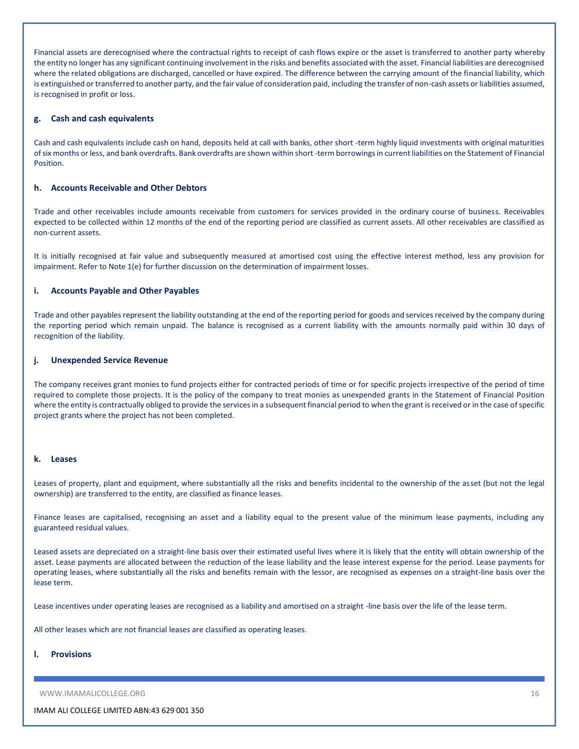Financial assets are derecognised where the contractual rights to receipt of cash flows expire or the asset is transferred to another party whereby the entity no longer has any significant continuing involvement in the risks and benefits associated with the asset. Financial liabilities are derecognised where the related obligations are discharged, cancelled or have expired. The difference between the carrying amount of the financial liability, which is extinguished or transferred to another party, and the fair value of consideration paid, including the transfer of non-cash assets or liabilities assumed, is recognised in profit or loss.

### g. Cash and cash equivalents

Cash and cash equivalents include cash on hand, deposits held at call with banks, other short -term highly liquid investments with original maturities of six months or less, and bank overdrafts. Bank overdrafts are shown within short -term borrowings in current liabilities on the Statement of Financial Position.

### h. Accounts Receivable and Other Debtors

Trade and other receivables include amounts receivable from customers for services provided in the ordinary course of business. Receivables expected to be collected within 12 months of the end of the reporting period are classified as current assets. All other receivables are classified as non-current assets.

It is initially recognised at fair value and subsequently measured at amortised cost using the effective interest method, less any provision for impairment. Refer to Note 1(e) for further discussion on the determination of impairment losses.

### i. Accounts Payable and Other Payables

Trade and other payables represent the liability outstanding at the end of the reporting period for goods and services received by the company during the reporting period which remain unpaid. The balance is recognised as a current liability with the amounts normally paid within 30 days of recognition of the liability.

### j. Unexpended Service Revenue

The company receives grant monies to fund projects either for contracted periods of time or for specific projects irrespective of the period of time required to complete those projects. It is the policy of the company to treat monies as unexpended grants in the Statement of Financial Position where the entity is contractually obliged to provide the services in a subsequent financial period to when the grant is received or in the case of specific project grants where the project has not been completed.

### k. Leases

Leases of property, plant and equipment, where substantially all the risks and benefits incidental to the ownership of the asset (but not the legal ownership) are transferred to the entity, are classified as finance leases.

Finance leases are capitalised, recognising an asset and a liability equal to the present value of the minimum lease payments, including any guaranteed residual values.

Leased assets are depreciated on a straight-line basis over their estimated useful lives where it is likely that the entity will obtain ownership of the asset. Lease payments are allocated between the reduction of the lease liability and the lease interest expense for the period. Lease payments for operating leases, where substantially all the risks and benefits remain with the lessor, are recognised as expenses on a straight-line basis over the lease term.

Lease incentives under operating leases are recognised as a liability and amortised on a straight -line basis over the life of the lease term.

All other leases which are not financial leases are classified as operating leases.

### l. Provisions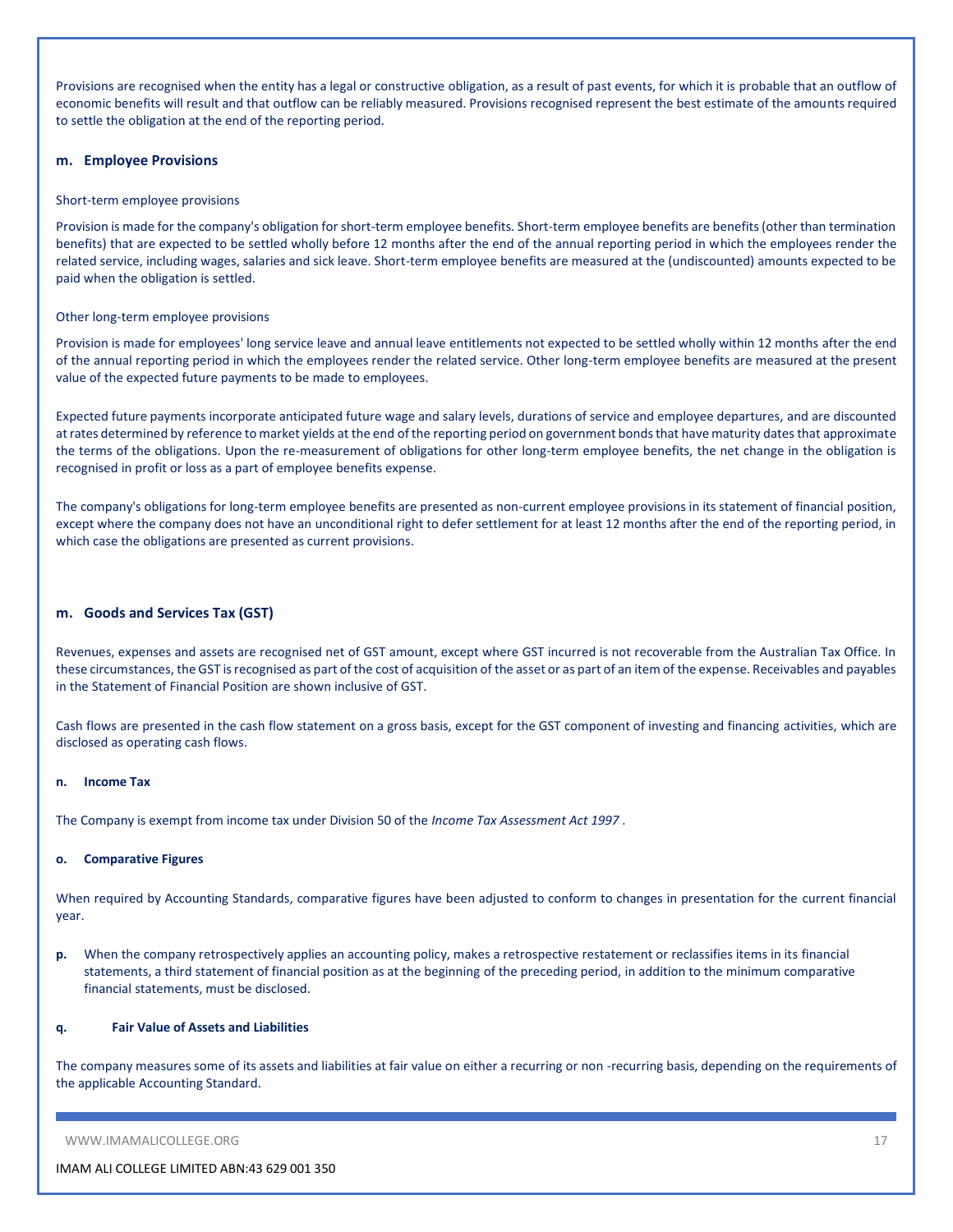Provisions are recognised when the entity has a legal or constructive obligation, as a result of past events, for which it is probable that an outflow of economic benefits will result and that outflow can be reliably measured. Provisions recognised represent the best estimate of the amounts required to settle the obligation at the end of the reporting period.

### m. Employee Provisions

Short-term employee provisions

Provision is made for the company's obligation for short-term employee benefits. Short-term employee benefits are benefits (other than termination benefits) that are expected to be settled wholly before 12 months after the end of the annual reporting period in which the employees render the related service, including wages, salaries and sick leave. Short-term employee benefits are measured at the (undiscounted) amounts expected to be paid when the obligation is settled.

Other long-term employee provisions

Provision is made for employees' long service leave and annual leave entitlements not expected to be settled wholly within 12 months after the end of the annual reporting period in which the employees render the related service. Other long-term employee benefits are measured at the present value of the expected future payments to be made to employees.

Expected future payments incorporate anticipated future wage and salary levels, durations of service and employee departures, and are discounted at rates determined by reference to market yields at the end of the reporting period on government bonds that have maturity dates that approximate the terms of the obligations. Upon the re-measurement of obligations for other long-term employee benefits, the net change in the obligation is recognised in profit or loss as a part of employee benefits expense.

The company's obligations for long-term employee benefits are presented as non-current employee provisions in its statement of financial position, except where the company does not have an unconditional right to defer settlement for at least 12 months after the end of the reporting period, in which case the obligations are presented as current provisions.

### m. Goods and Services Tax (GST)

Revenues, expenses and assets are recognised net of GST amount, except where GST incurred is not recoverable from the Australian Tax Office. In these circumstances, the GST is recognised as part of the cost of acquisition of the asset or as part of an item of the expense. Receivables and payables in the Statement of Financial Position are shown inclusive of GST.

Cash flows are presented in the cash flow statement on a gross basis, except for the GST component of investing and financing activities, which are disclosed as operating cash flows.

#### n. Income Tax

The Company is exempt from income tax under Division 50 of the *Income Tax Assessment Act 1997* .

#### o. Comparative Figures

When required by Accounting Standards, comparative figures have been adjusted to conform to changes in presentation for the current financial year.

**p.** When the company retrospectively applies an accounting policy, makes a retrospective restatement or reclassifies items in its financial statements, a third statement of financial position as at the beginning of the preceding period, in addition to the minimum comparative financial statements, must be disclosed.

#### q. Fair Value of Assets and Liabilities

The company measures some of its assets and liabilities at fair value on either a recurring or non -recurring basis, depending on the requirements of the applicable Accounting Standard.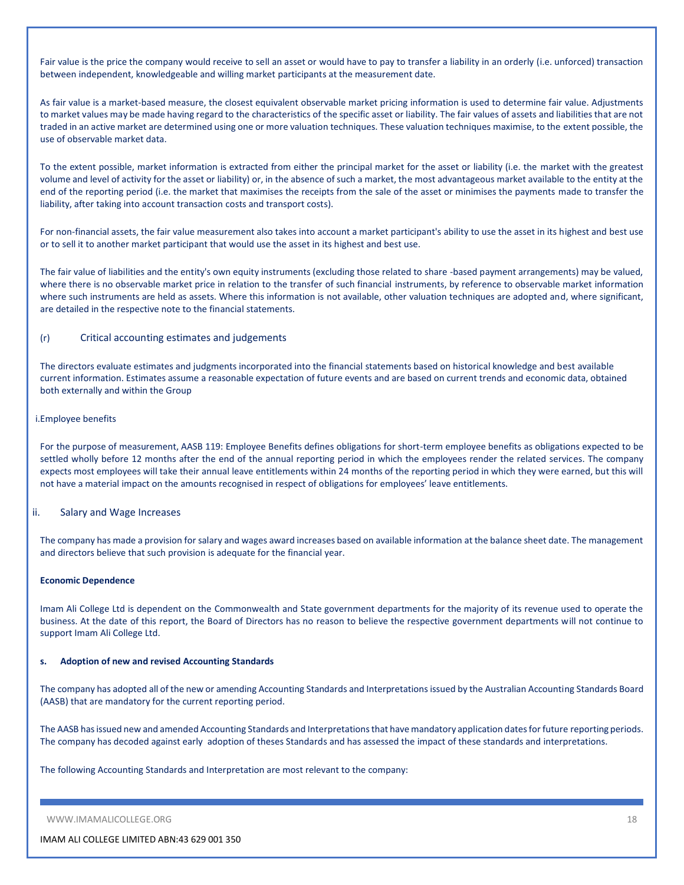Fair value is the price the company would receive to sell an asset or would have to pay to transfer a liability in an orderly (i.e. unforced) transaction between independent, knowledgeable and willing market participants at the measurement date.

As fair value is a market-based measure, the closest equivalent observable market pricing information is used to determine fair value. Adjustments to market values may be made having regard to the characteristics of the specific asset or liability. The fair values of assets and liabilities that are not traded in an active market are determined using one or more valuation techniques. These valuation techniques maximise, to the extent possible, the use of observable market data.

To the extent possible, market information is extracted from either the principal market for the asset or liability (i.e. the market with the greatest volume and level of activity for the asset or liability) or, in the absence of such a market, the most advantageous market available to the entity at the end of the reporting period (i.e. the market that maximises the receipts from the sale of the asset or minimises the payments made to transfer the liability, after taking into account transaction costs and transport costs).

For non-financial assets, the fair value measurement also takes into account a market participant's ability to use the asset in its highest and best use or to sell it to another market participant that would use the asset in its highest and best use.

The fair value of liabilities and the entity's own equity instruments (excluding those related to share -based payment arrangements) may be valued, where there is no observable market price in relation to the transfer of such financial instruments, by reference to observable market information where such instruments are held as assets. Where this information is not available, other valuation techniques are adopted and, where significant, are detailed in the respective note to the financial statements.

### (r) Critical accounting estimates and judgements

The directors evaluate estimates and judgments incorporated into the financial statements based on historical knowledge and best available current information. Estimates assume a reasonable expectation of future events and are based on current trends and economic data, obtained both externally and within the Group

i.Employee benefits

For the purpose of measurement, AASB 119: Employee Benefits defines obligations for short-term employee benefits as obligations expected to be settled wholly before 12 months after the end of the annual reporting period in which the employees render the related services. The company expects most employees will take their annual leave entitlements within 24 months of the reporting period in which they were earned, but this will not have a material impact on the amounts recognised in respect of obligations for employees' leave entitlements.

ii. Salary and Wage Increases

The company has made a provision for salary and wages award increases based on available information at the balance sheet date. The management and directors believe that such provision is adequate for the financial year.

**Economic Dependence**

Imam Ali College Ltd is dependent on the Commonwealth and State government departments for the majority of its revenue used to operate the business. At the date of this report, the Board of Directors has no reason to believe the respective government departments will not continue to support Imam Ali College Ltd.

**s. Adoption of new and revised Accounting Standards**

The company has adopted all of the new or amending Accounting Standards and Interpretations issued by the Australian Accounting Standards Board (AASB) that are mandatory for the current reporting period.

The AASB has issued new and amended Accounting Standards and Interpretations that have mandatory application dates for future reporting periods. The company has decoded against early adoption of theses Standards and has assessed the impact of these standards and interpretations.

The following Accounting Standards and Interpretation are most relevant to the company: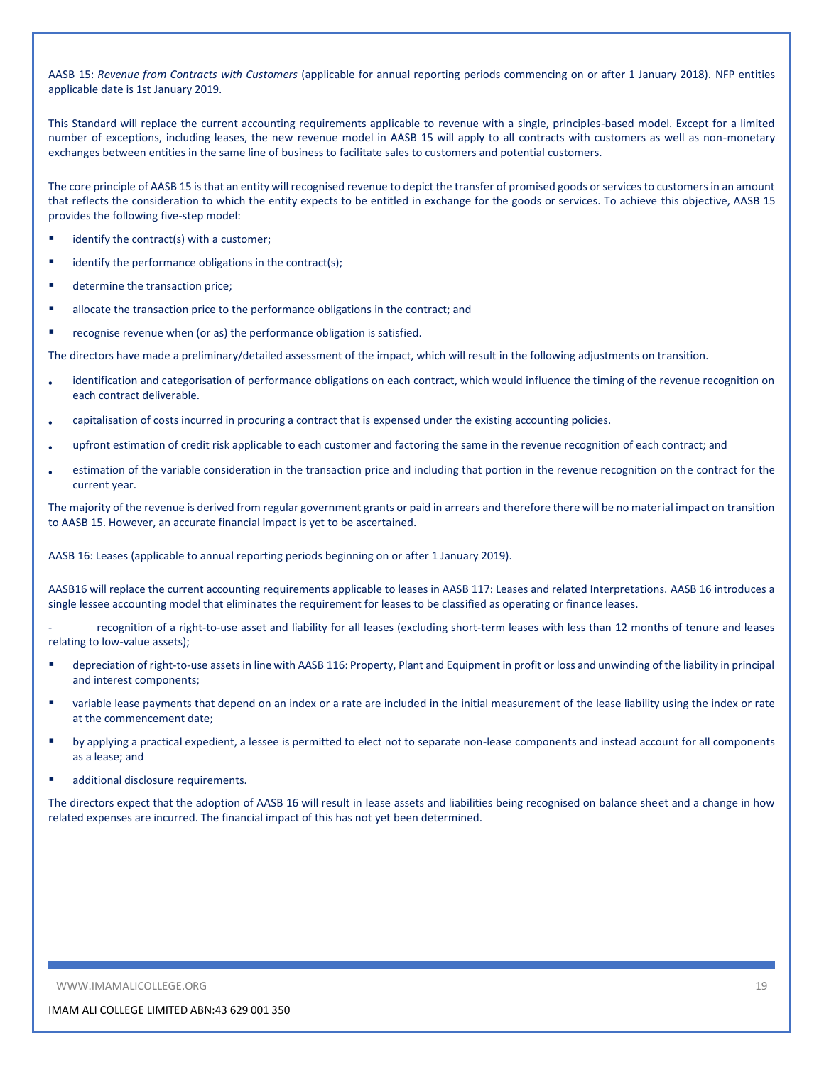AASB 15: *Revenue from Contracts with Customers* (applicable for annual reporting periods commencing on or after 1 January 2018). NFP entities applicable date is 1st January 2019.

This Standard will replace the current accounting requirements applicable to revenue with a single, principles-based model. Except for a limited number of exceptions, including leases, the new revenue model in AASB 15 will apply to all contracts with customers as well as non-monetary exchanges between entities in the same line of business to facilitate sales to customers and potential customers.

The core principle of AASB 15 is that an entity will recognised revenue to depict the transfer of promised goods or services to customers in an amount that reflects the consideration to which the entity expects to be entitled in exchange for the goods or services. To achieve this objective, AASB 15 provides the following five-step model:

- identify the contract(s) with a customer;
- identify the performance obligations in the contract(s);
- determine the transaction price;
- allocate the transaction price to the performance obligations in the contract; and
- recognise revenue when (or as) the performance obligation is satisfied.

The directors have made a preliminary/detailed assessment of the impact, which will result in the following adjustments on transition.

- identification and categorisation of performance obligations on each contract, which would influence the timing of the revenue recognition on each contract deliverable.
- capitalisation of costs incurred in procuring a contract that is expensed under the existing accounting policies.
- upfront estimation of credit risk applicable to each customer and factoring the same in the revenue recognition of each contract; and
- estimation of the variable consideration in the transaction price and including that portion in the revenue recognition on the contract for the current year.

The majority of the revenue is derived from regular government grants or paid in arrears and therefore there will be no material impact on transition to AASB 15. However, an accurate financial impact is yet to be ascertained.

AASB 16: Leases (applicable to annual reporting periods beginning on or after 1 January 2019).

AASB16 will replace the current accounting requirements applicable to leases in AASB 117: Leases and related Interpretations. AASB 16 introduces a single lessee accounting model that eliminates the requirement for leases to be classified as operating or finance leases.

- recognition of a right-to-use asset and liability for all leases (excluding short-term leases with less than 12 months of tenure and leases relating to low-value assets);
- depreciation of right-to-use assets in line with AASB 116: Property, Plant and Equipment in profit or loss and unwinding of the liability in principal and interest components;
- variable lease payments that depend on an index or a rate are included in the initial measurement of the lease liability using the index or rate at the commencement date;
- by applying a practical expedient, a lessee is permitted to elect not to separate non-lease components and instead account for all components as a lease; and
- additional disclosure requirements.

The directors expect that the adoption of AASB 16 will result in lease assets and liabilities being recognised on balance sheet and a change in how related expenses are incurred. The financial impact of this has not yet been determined.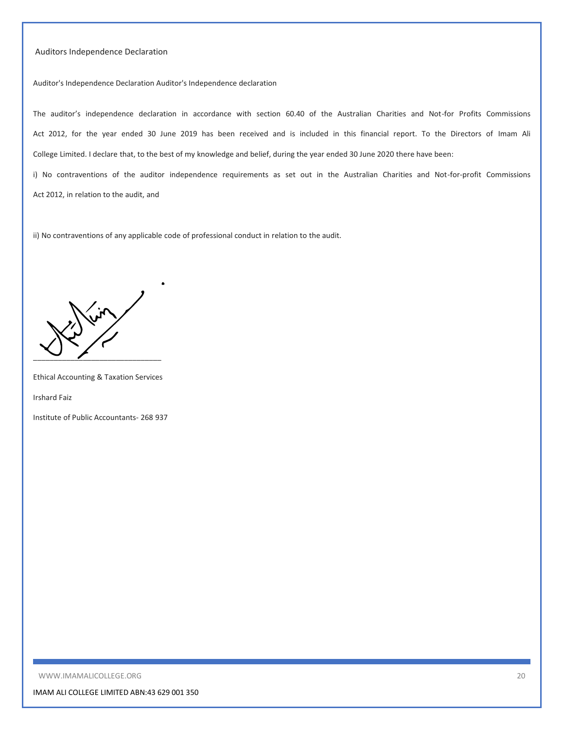# Auditors Independence Declaration

Auditor's Independence Declaration Auditor's Independence declaration

The auditor's independence declaration in accordance with section 60.40 of the Australian Charities and Not-for Profits Commissions Act 2012, for the year ended 30 June 2019 has been received and is included in this financial report. To the Directors of Imam Ali College Limited. I declare that, to the best of my knowledge and belief, during the year ended 30 June 2020 there have been:

i) No contraventions of the auditor independence requirements as set out in the Australian Charities and Not-for-profit Commissions Act 2012, in relation to the audit, and

ii) No contraventions of any applicable code of professional conduct in relation to the audit.

\_\_\_\_\_\_\_\_\_\_\_\_\_\_\_\_\_\_\_\_\_\_\_\_\_\_\_\_\_\_\_\_

Ethical Accounting & Taxation Services

Irshard Faiz

Institute of Public Accountants- 268 937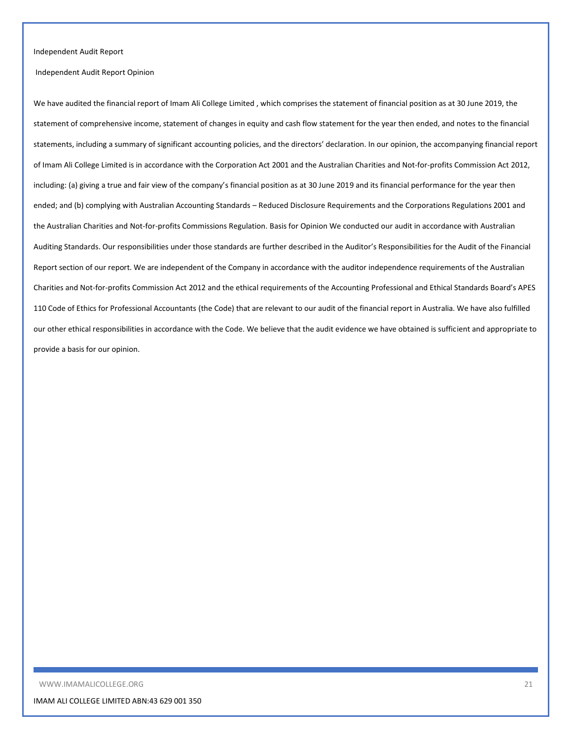## Independent Audit Report

### Independent Audit Report Opinion

We have audited the financial report of Imam Ali College Limited , which comprises the statement of financial position as at 30 June 2019, the statement of comprehensive income, statement of changes in equity and cash flow statement for the year then ended, and notes to the financial statements, including a summary of significant accounting policies, and the directors' declaration. In our opinion, the accompanying financial report of Imam Ali College Limited is in accordance with the Corporation Act 2001 and the Australian Charities and Not-for-profits Commission Act 2012, including: (a) giving a true and fair view of the company's financial position as at 30 June 2019 and its financial performance for the year then ended; and (b) complying with Australian Accounting Standards – Reduced Disclosure Requirements and the Corporations Regulations 2001 and the Australian Charities and Not-for-profits Commissions Regulation. Basis for Opinion We conducted our audit in accordance with Australian Auditing Standards. Our responsibilities under those standards are further described in the Auditor's Responsibilities for the Audit of the Financial Report section of our report. We are independent of the Company in accordance with the auditor independence requirements of the Australian Charities and Not-for-profits Commission Act 2012 and the ethical requirements of the Accounting Professional and Ethical Standards Board's APES 110 Code of Ethics for Professional Accountants (the Code) that are relevant to our audit of the financial report in Australia. We have also fulfilled our other ethical responsibilities in accordance with the Code. We believe that the audit evidence we have obtained is sufficient and appropriate to provide a basis for our opinion.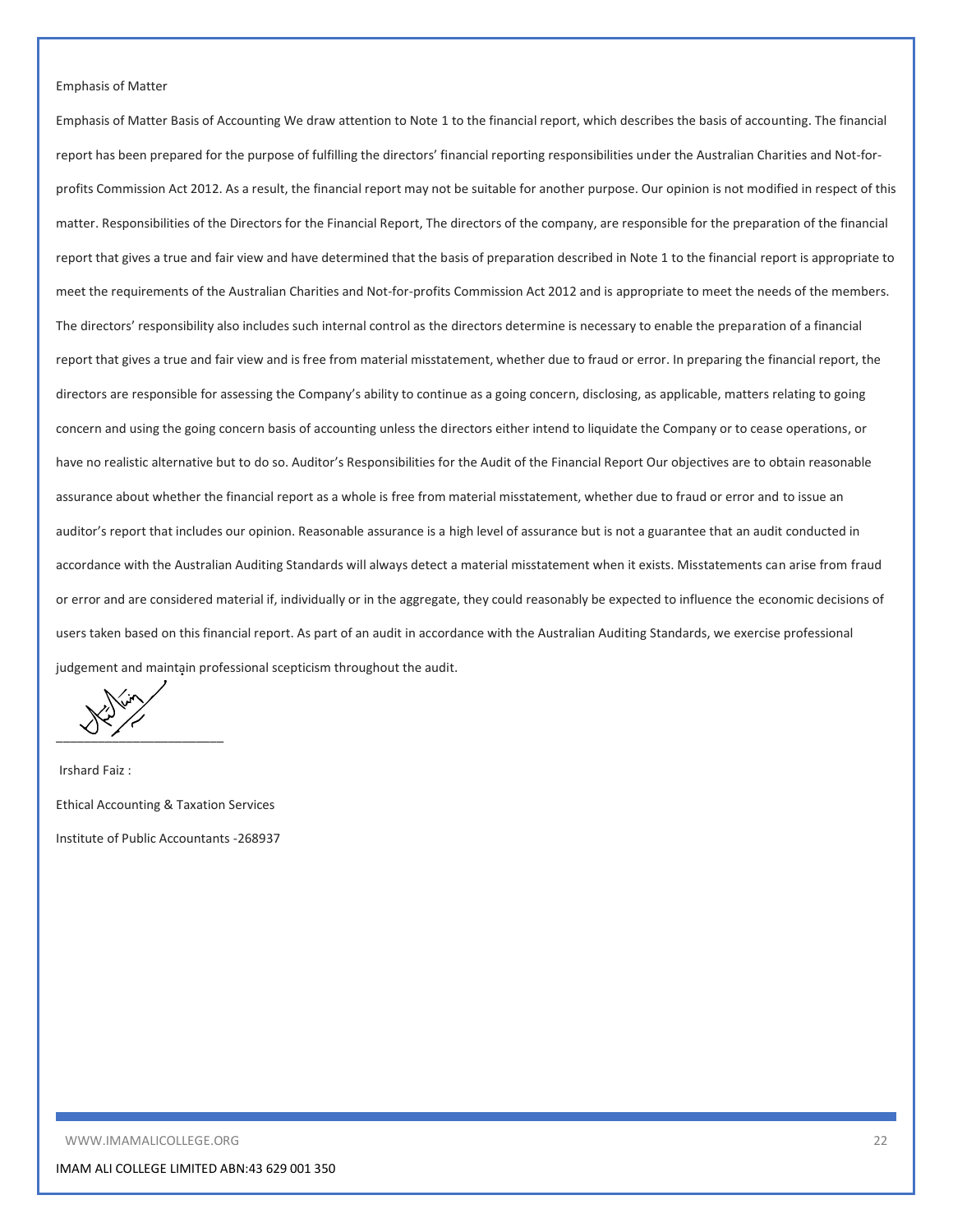Emphasis of Matter

Emphasis of Matter Basis of Accounting We draw attention to Note 1 to the financial report, which describes the basis of accounting. The financial report has been prepared for the purpose of fulfilling the directors' financial reporting responsibilities under the Australian Charities and Not-for-profits Commission Act 2012. As a result, the financial report may not be suitable for another purpose. Our opinion is not modified in respect of this matter. Responsibilities of the Directors for the Financial Report, The directors of the company, are responsible for the preparation of the financial report that gives a true and fair view and have determined that the basis of preparation described in Note 1 to the financial report is appropriate to meet the requirements of the Australian Charities and Not-for-profits Commission Act 2012 and is appropriate to meet the needs of the members. The directors' responsibility also includes such internal control as the directors determine is necessary to enable the preparation of a financial report that gives a true and fair view and is free from material misstatement, whether due to fraud or error. In preparing the financial report, the directors are responsible for assessing the Company's ability to continue as a going concern, disclosing, as applicable, matters relating to going concern and using the going concern basis of accounting unless the directors either intend to liquidate the Company or to cease operations, or have no realistic alternative but to do so. Auditor's Responsibilities for the Audit of the Financial Report Our objectives are to obtain reasonable assurance about whether the financial report as a whole is free from material misstatement, whether due to fraud or error and to issue an auditor's report that includes our opinion. Reasonable assurance is a high level of assurance but is not a guarantee that an audit conducted in accordance with the Australian Auditing Standards will always detect a material misstatement when it exists. Misstatements can arise from fraud or error and are considered material if, individually or in the aggregate, they could reasonably be expected to influence the economic decisions of users taken based on this financial report. As part of an audit in accordance with the Australian Auditing Standards, we exercise professional judgement and maintain professional scepticism throughout the audit.

\_\_\_\_\_\_\_\_\_\_\_\_\_\_\_\_\_\_\_\_\_\_\_\_

Irshard Faiz :

Ethical Accounting & Taxation Services

Institute of Public Accountants -268937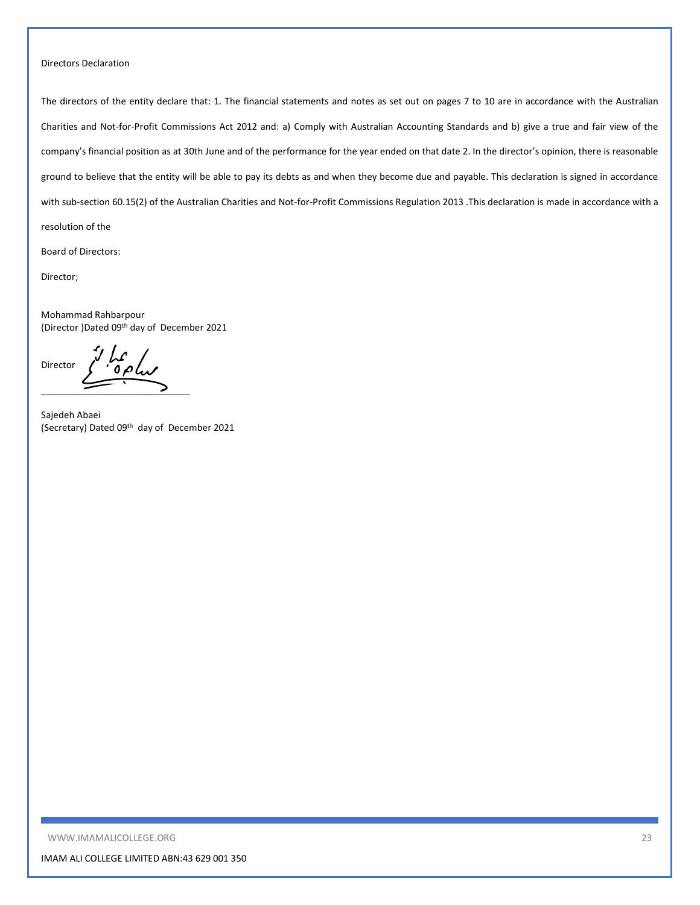Directors Declaration

The directors of the entity declare that: 1. The financial statements and notes as set out on pages 7 to 10 are in accordance with the Australian Charities and Not-for-Profit Commissions Act 2012 and: a) Comply with Australian Accounting Standards and b) give a true and fair view of the company's financial position as at 30th June and of the performance for the year ended on that date 2. In the director's opinion, there is reasonable ground to believe that the entity will be able to pay its debts as and when they become due and payable. This declaration is signed in accordance with sub-section 60.15(2) of the Australian Charities and Not-for-Profit Commissions Regulation 2013 .This declaration is made in accordance with a resolution of the

Board of Directors:

Director;

Mohammad Rahbarpour
(Director )Dated 09th day of December 2021

Director \_\_\_\_\_\_\_\_\_\_\_\_\_\_\_\_\_\_\_\_\_\_\_\_\_\_\_\_\_\_

Sajedeh Abaei
(Secretary) Dated 09th day of December 2021

WWW.IMAMALICOLLEGE.ORG

IMAM ALI COLLEGE LIMITED ABN:43 629 001 350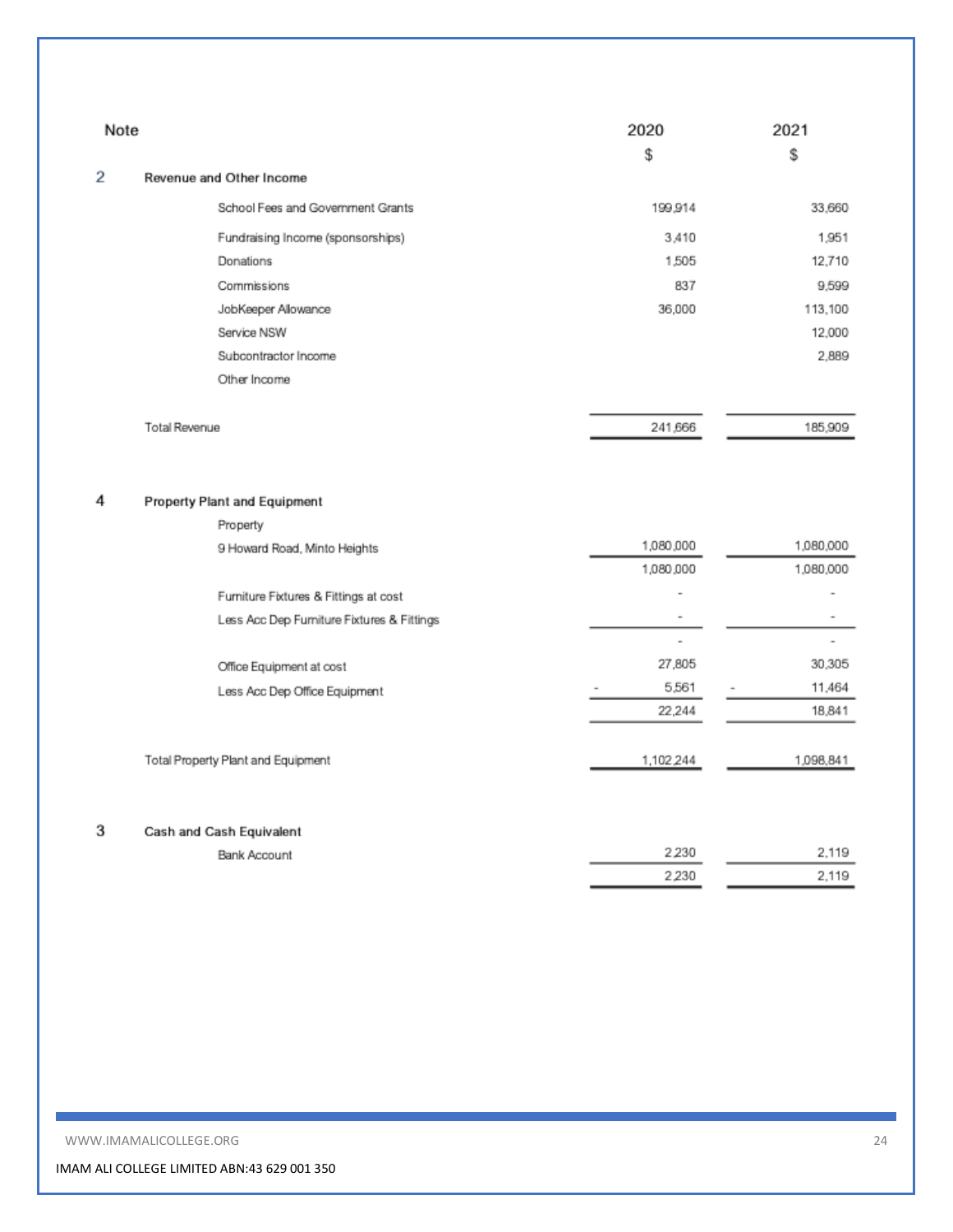| Note | | 2020 | 2021 |
|---|---|---|---|
| | | $ | $ |
| 2 | **Revenue and Other Income** | | |
| | School Fees and Government Grants | 199,914 | 33,660 |
| | Fundraising Income (sponsorships) | 3,410 | 1,951 |
| | Donations | 1,505 | 12,710 |
| | Commissions | 837 | 9,599 |
| | JobKeeper Allowance | 36,000 | 113,100 |
| | Service NSW | | 12,000 |
| | Subcontractor Income | | 2,889 |
| | Other Income | | |
| | Total Revenue | 241,666 | 185,909 |
| 4 | **Property Plant and Equipment** | | |
| | Property | | |
| | 9 Howard Road, Minto Heights | 1,080,000 | 1,080,000 |
| | | 1,080,000 | 1,080,000 |
| | Furniture Fixtures & Fittings at cost | - | - |
| | Less Acc Dep Furniture Fixtures & Fittings | - | - |
| | | - | - |
| | Office Equipment at cost | 27,805 | 30,305 |
| | Less Acc Dep Office Equipment | - 5,561 | - 11,464 |
| | | 22,244 | 18,841 |
| | Total Property Plant and Equipment | 1,102,244 | 1,098,841 |
| 3 | **Cash and Cash Equivalent** | | |
| | Bank Account | 2,230 | 2,119 |
| | | 2,230 | 2,119 |

WWW.IMAMALICOLLEGE.ORG

IMAM ALI COLLEGE LIMITED ABN:43 629 001 350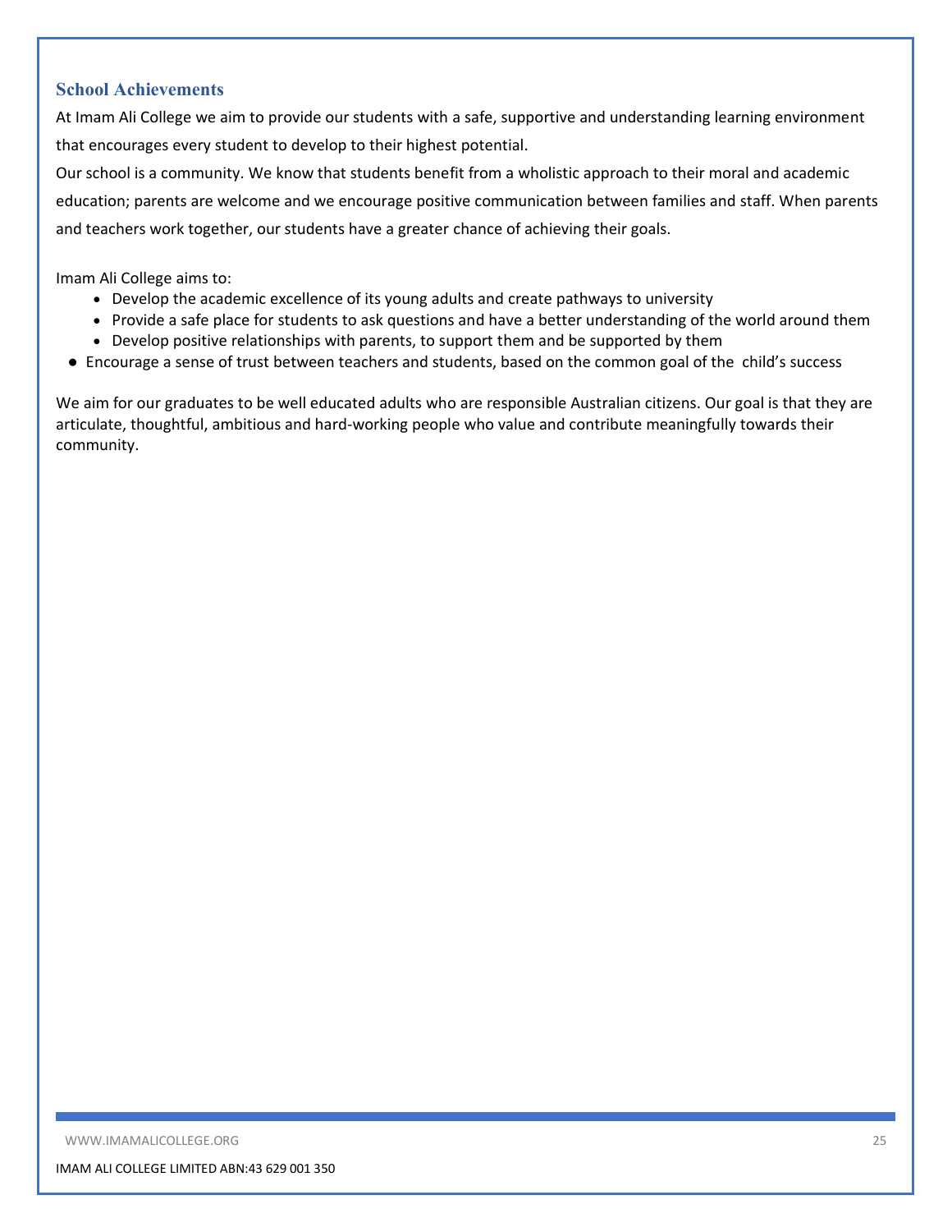## School Achievements

At Imam Ali College we aim to provide our students with a safe, supportive and understanding learning environment that encourages every student to develop to their highest potential.

Our school is a community. We know that students benefit from a wholistic approach to their moral and academic education; parents are welcome and we encourage positive communication between families and staff. When parents and teachers work together, our students have a greater chance of achieving their goals.

Imam Ali College aims to:

- Develop the academic excellence of its young adults and create pathways to university
- Provide a safe place for students to ask questions and have a better understanding of the world around them
- Develop positive relationships with parents, to support them and be supported by them
- Encourage a sense of trust between teachers and students, based on the common goal of the child's success

We aim for our graduates to be well educated adults who are responsible Australian citizens. Our goal is that they are articulate, thoughtful, ambitious and hard-working people who value and contribute meaningfully towards their community.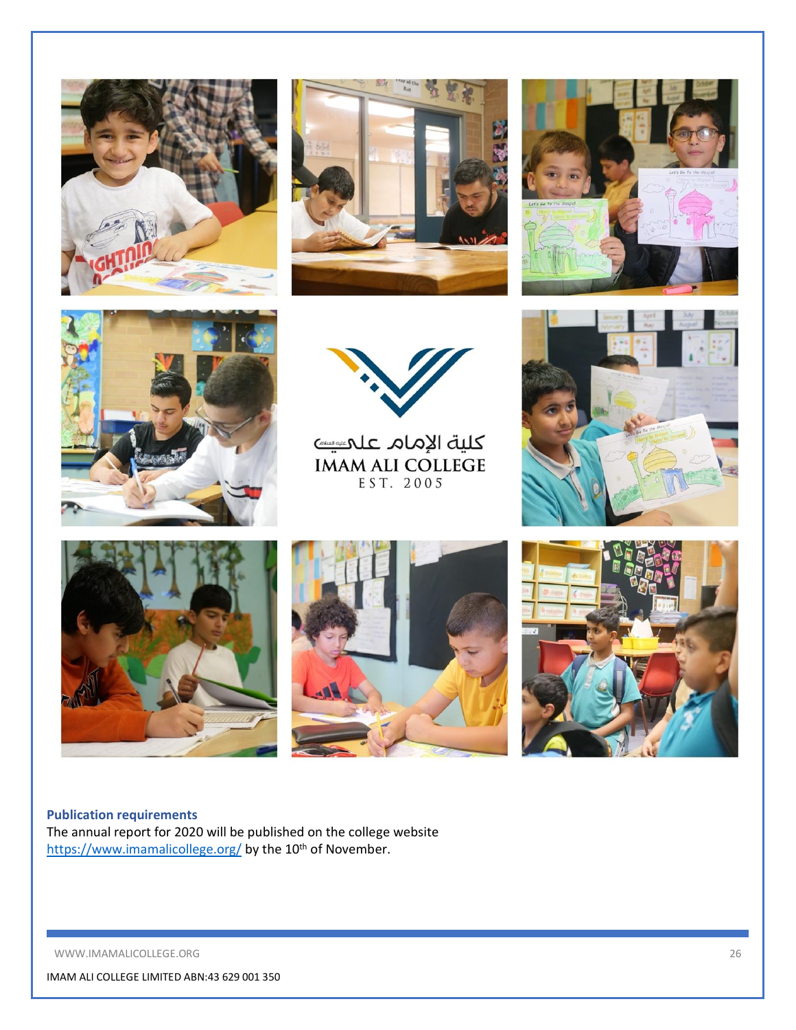**Publication requirements**

The annual report for 2020 will be published on the college website https://www.imamalicollege.org/ by the 10th of November.

IMAM ALI COLLEGE LIMITED ABN:43 629 001 350